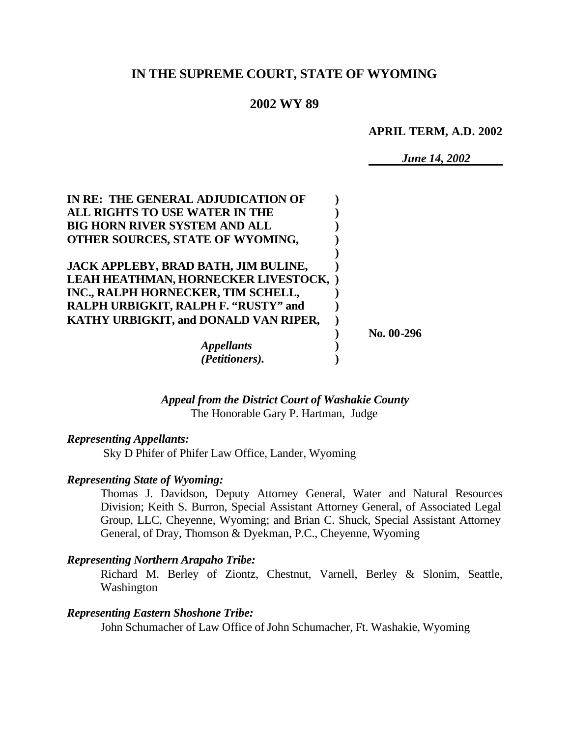# IN THE SUPREME COURT, STATE OF WYOMING

## 2002 WY 89

**APRIL TERM, A.D. 2002**

*June 14, 2002*

**IN RE: THE GENERAL ADJUDICATION OF ALL RIGHTS TO USE WATER IN THE BIG HORN RIVER SYSTEM AND ALL OTHER SOURCES, STATE OF WYOMING,**

**JACK APPLEBY, BRAD BATH, JIM BULINE, LEAH HEATHMAN, HORNECKER LIVESTOCK, INC., RALPH HORNECKER, TIM SCHELL, RALPH URBIGKIT, RALPH F. "RUSTY" and KATHY URBIGKIT, and DONALD VAN RIPER,**

***Appellants (Petitioners).***

**No. 00-296**

*Appeal from the District Court of Washakie County*
The Honorable Gary P. Hartman, Judge

***Representing Appellants:***

Sky D Phifer of Phifer Law Office, Lander, Wyoming

***Representing State of Wyoming:***

Thomas J. Davidson, Deputy Attorney General, Water and Natural Resources Division; Keith S. Burron, Special Assistant Attorney General, of Associated Legal Group, LLC, Cheyenne, Wyoming; and Brian C. Shuck, Special Assistant Attorney General, of Dray, Thomson & Dyekman, P.C., Cheyenne, Wyoming

***Representing Northern Arapaho Tribe:***

Richard M. Berley of Ziontz, Chestnut, Varnell, Berley & Slonim, Seattle, Washington

***Representing Eastern Shoshone Tribe:***

John Schumacher of Law Office of John Schumacher, Ft. Washakie, Wyoming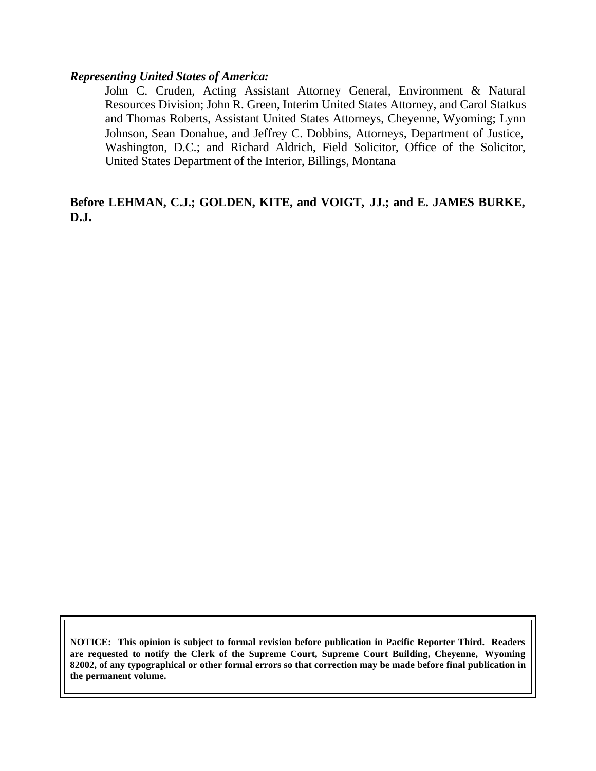***Representing United States of America:***

John C. Cruden, Acting Assistant Attorney General, Environment & Natural Resources Division; John R. Green, Interim United States Attorney, and Carol Statkus and Thomas Roberts, Assistant United States Attorneys, Cheyenne, Wyoming; Lynn Johnson, Sean Donahue, and Jeffrey C. Dobbins, Attorneys, Department of Justice, Washington, D.C.; and Richard Aldrich, Field Solicitor, Office of the Solicitor, United States Department of the Interior, Billings, Montana

**Before LEHMAN, C.J.; GOLDEN, KITE, and VOIGT, JJ.; and E. JAMES BURKE, D.J.**

**NOTICE: This opinion is subject to formal revision before publication in Pacific Reporter Third. Readers are requested to notify the Clerk of the Supreme Court, Supreme Court Building, Cheyenne, Wyoming 82002, of any typographical or other formal errors so that correction may be made before final publication in the permanent volume.**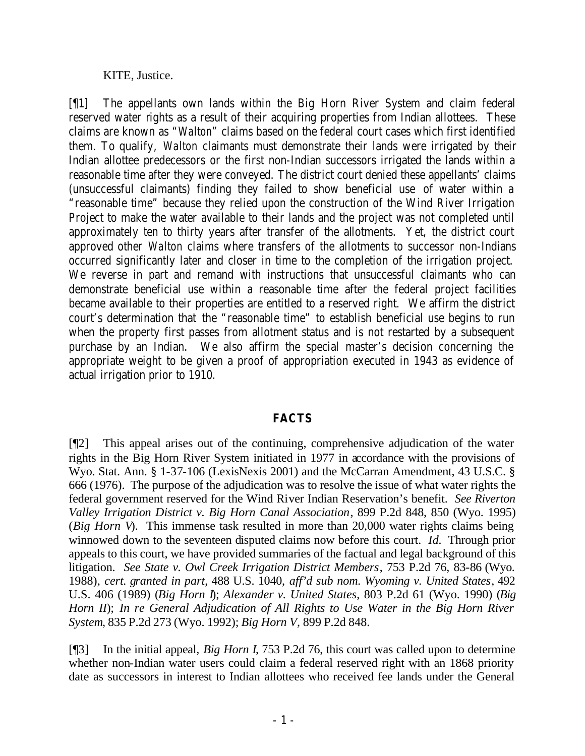KITE, Justice.

[¶1] The appellants own lands within the Big Horn River System and claim federal reserved water rights as a result of their acquiring properties from Indian allottees. These claims are known as "*Walton*" claims based on the federal court cases which first identified them. To qualify, *Walton* claimants must demonstrate their lands were irrigated by their Indian allottee predecessors or the first non-Indian successors irrigated the lands within a reasonable time after they were conveyed. The district court denied these appellants' claims (unsuccessful claimants) finding they failed to show beneficial use of water within a "reasonable time" because they relied upon the construction of the Wind River Irrigation Project to make the water available to their lands and the project was not completed until approximately ten to thirty years after transfer of the allotments. Yet, the district court approved other *Walton* claims where transfers of the allotments to successor non-Indians occurred significantly later and closer in time to the completion of the irrigation project. We reverse in part and remand with instructions that unsuccessful claimants who can demonstrate beneficial use within a reasonable time after the federal project facilities became available to their properties are entitled to a reserved right. We affirm the district court's determination that the "reasonable time" to establish beneficial use begins to run when the property first passes from allotment status and is not restarted by a subsequent purchase by an Indian. We also affirm the special master's decision concerning the appropriate weight to be given a proof of appropriation executed in 1943 as evidence of actual irrigation prior to 1910.

## FACTS

[¶2] This appeal arises out of the continuing, comprehensive adjudication of the water rights in the Big Horn River System initiated in 1977 in accordance with the provisions of Wyo. Stat. Ann. § 1-37-106 (LexisNexis 2001) and the McCarran Amendment, 43 U.S.C. § 666 (1976). The purpose of the adjudication was to resolve the issue of what water rights the federal government reserved for the Wind River Indian Reservation's benefit. *See Riverton Valley Irrigation District v. Big Horn Canal Association*, 899 P.2d 848, 850 (Wyo. 1995) (*Big Horn V*). This immense task resulted in more than 20,000 water rights claims being winnowed down to the seventeen disputed claims now before this court. *Id.* Through prior appeals to this court, we have provided summaries of the factual and legal background of this litigation. *See State v. Owl Creek Irrigation District Members*, 753 P.2d 76, 83-86 (Wyo. 1988), *cert. granted in part*, 488 U.S. 1040, *aff'd sub nom. Wyoming v. United States*, 492 U.S. 406 (1989) (*Big Horn I*); *Alexander v. United States*, 803 P.2d 61 (Wyo. 1990) (*Big Horn II*); *In re General Adjudication of All Rights to Use Water in the Big Horn River System*, 835 P.2d 273 (Wyo. 1992); *Big Horn V*, 899 P.2d 848.

[¶3] In the initial appeal, *Big Horn I*, 753 P.2d 76, this court was called upon to determine whether non-Indian water users could claim a federal reserved right with an 1868 priority date as successors in interest to Indian allottees who received fee lands under the General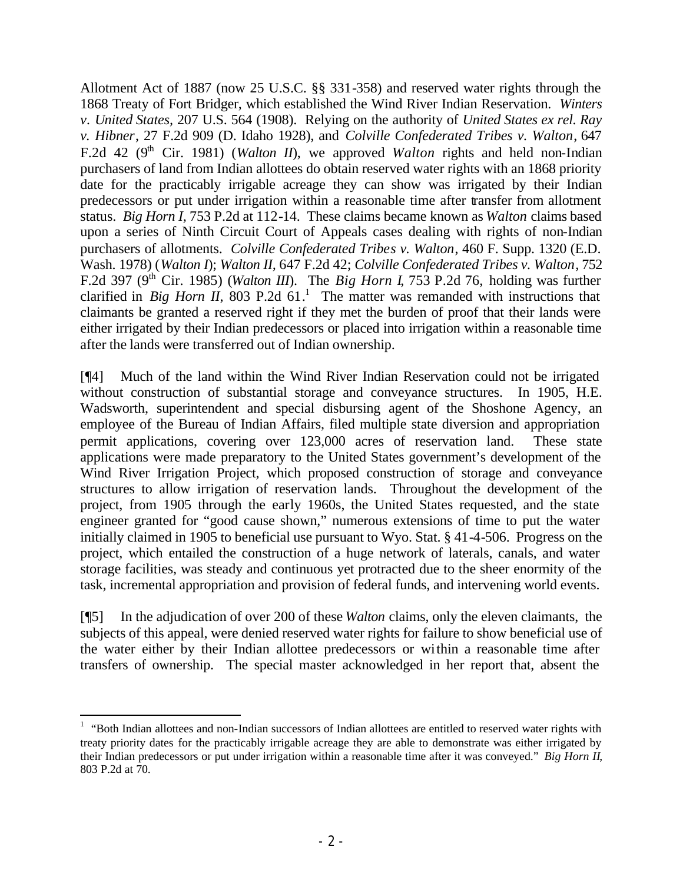Allotment Act of 1887 (now 25 U.S.C. §§ 331-358) and reserved water rights through the 1868 Treaty of Fort Bridger, which established the Wind River Indian Reservation. *Winters v. United States*, 207 U.S. 564 (1908). Relying on the authority of *United States ex rel. Ray v. Hibner*, 27 F.2d 909 (D. Idaho 1928), and *Colville Confederated Tribes v. Walton*, 647 F.2d 42 (9th Cir. 1981) (*Walton II*), we approved *Walton* rights and held non-Indian purchasers of land from Indian allottees do obtain reserved water rights with an 1868 priority date for the practicably irrigable acreage they can show was irrigated by their Indian predecessors or put under irrigation within a reasonable time after transfer from allotment status. *Big Horn I*, 753 P.2d at 112-14. These claims became known as *Walton* claims based upon a series of Ninth Circuit Court of Appeals cases dealing with rights of non-Indian purchasers of allotments. *Colville Confederated Tribes v. Walton*, 460 F. Supp. 1320 (E.D. Wash. 1978) (*Walton I*); *Walton II*, 647 F.2d 42; *Colville Confederated Tribes v. Walton*, 752 F.2d 397 (9th Cir. 1985) (*Walton III*). The *Big Horn I*, 753 P.2d 76, holding was further clarified in *Big Horn II*, 803 P.2d 61.[1] The matter was remanded with instructions that claimants be granted a reserved right if they met the burden of proof that their lands were either irrigated by their Indian predecessors or placed into irrigation within a reasonable time after the lands were transferred out of Indian ownership.

[¶4] Much of the land within the Wind River Indian Reservation could not be irrigated without construction of substantial storage and conveyance structures. In 1905, H.E. Wadsworth, superintendent and special disbursing agent of the Shoshone Agency, an employee of the Bureau of Indian Affairs, filed multiple state diversion and appropriation permit applications, covering over 123,000 acres of reservation land. These state applications were made preparatory to the United States government's development of the Wind River Irrigation Project, which proposed construction of storage and conveyance structures to allow irrigation of reservation lands. Throughout the development of the project, from 1905 through the early 1960s, the United States requested, and the state engineer granted for "good cause shown," numerous extensions of time to put the water initially claimed in 1905 to beneficial use pursuant to Wyo. Stat. § 41-4-506. Progress on the project, which entailed the construction of a huge network of laterals, canals, and water storage facilities, was steady and continuous yet protracted due to the sheer enormity of the task, incremental appropriation and provision of federal funds, and intervening world events.

[¶5] In the adjudication of over 200 of these *Walton* claims, only the eleven claimants, the subjects of this appeal, were denied reserved water rights for failure to show beneficial use of the water either by their Indian allottee predecessors or within a reasonable time after transfers of ownership. The special master acknowledged in her report that, absent the

---

[1] "Both Indian allottees and non-Indian successors of Indian allottees are entitled to reserved water rights with treaty priority dates for the practicably irrigable acreage they are able to demonstrate was either irrigated by their Indian predecessors or put under irrigation within a reasonable time after it was conveyed." *Big Horn II*, 803 P.2d at 70.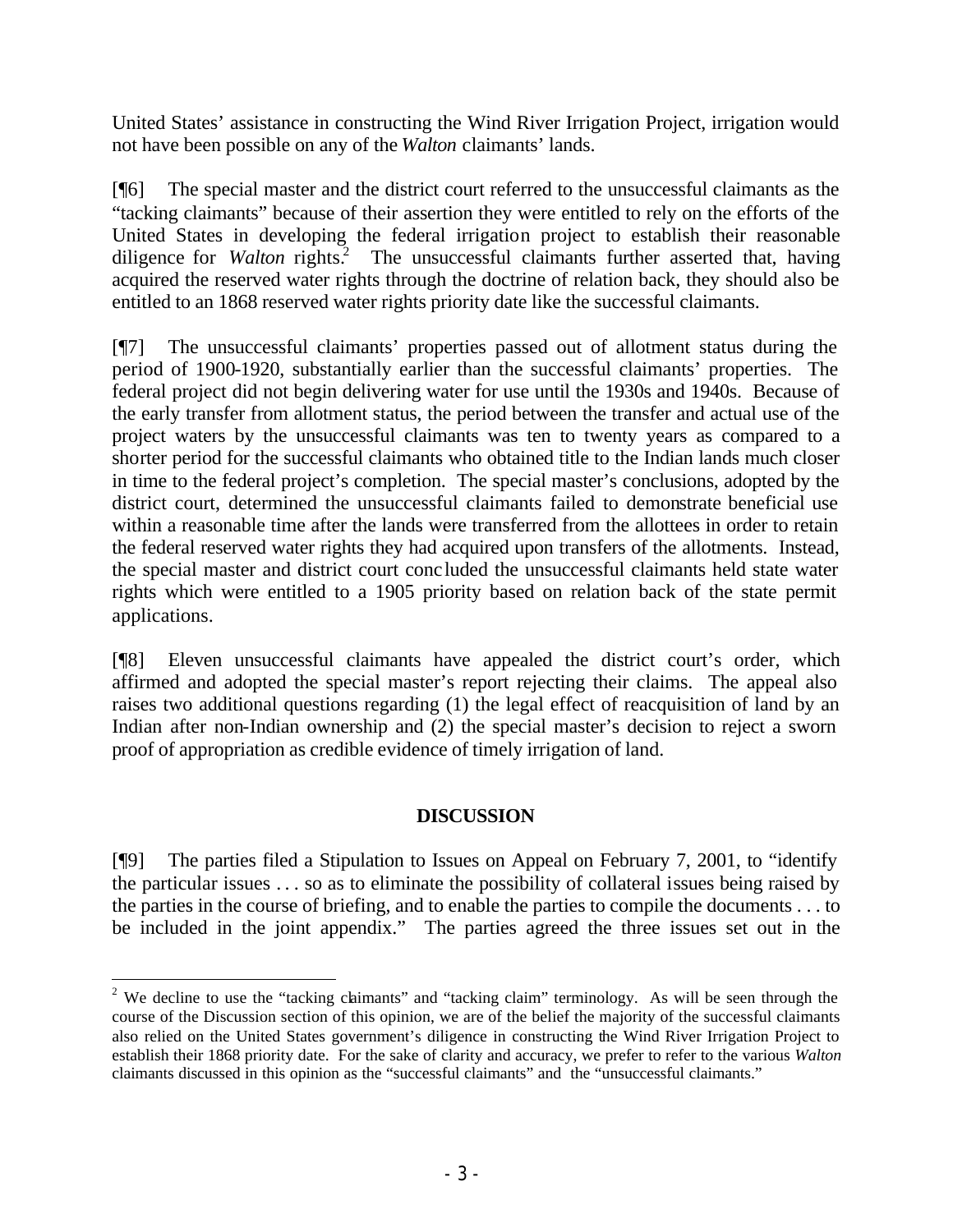United States' assistance in constructing the Wind River Irrigation Project, irrigation would not have been possible on any of the *Walton* claimants' lands.

[¶6] The special master and the district court referred to the unsuccessful claimants as the "tacking claimants" because of their assertion they were entitled to rely on the efforts of the United States in developing the federal irrigation project to establish their reasonable diligence for *Walton* rights.[2] The unsuccessful claimants further asserted that, having acquired the reserved water rights through the doctrine of relation back, they should also be entitled to an 1868 reserved water rights priority date like the successful claimants.

[¶7] The unsuccessful claimants' properties passed out of allotment status during the period of 1900-1920, substantially earlier than the successful claimants' properties. The federal project did not begin delivering water for use until the 1930s and 1940s. Because of the early transfer from allotment status, the period between the transfer and actual use of the project waters by the unsuccessful claimants was ten to twenty years as compared to a shorter period for the successful claimants who obtained title to the Indian lands much closer in time to the federal project's completion. The special master's conclusions, adopted by the district court, determined the unsuccessful claimants failed to demonstrate beneficial use within a reasonable time after the lands were transferred from the allottees in order to retain the federal reserved water rights they had acquired upon transfers of the allotments. Instead, the special master and district court concluded the unsuccessful claimants held state water rights which were entitled to a 1905 priority based on relation back of the state permit applications.

[¶8] Eleven unsuccessful claimants have appealed the district court's order, which affirmed and adopted the special master's report rejecting their claims. The appeal also raises two additional questions regarding (1) the legal effect of reacquisition of land by an Indian after non-Indian ownership and (2) the special master's decision to reject a sworn proof of appropriation as credible evidence of timely irrigation of land.

## DISCUSSION

[¶9] The parties filed a Stipulation to Issues on Appeal on February 7, 2001, to "identify the particular issues . . . so as to eliminate the possibility of collateral issues being raised by the parties in the course of briefing, and to enable the parties to compile the documents . . . to be included in the joint appendix." The parties agreed the three issues set out in the

---

[2] We decline to use the "tacking claimants" and "tacking claim" terminology. As will be seen through the course of the Discussion section of this opinion, we are of the belief the majority of the successful claimants also relied on the United States government's diligence in constructing the Wind River Irrigation Project to establish their 1868 priority date. For the sake of clarity and accuracy, we prefer to refer to the various *Walton* claimants discussed in this opinion as the "successful claimants" and the "unsuccessful claimants."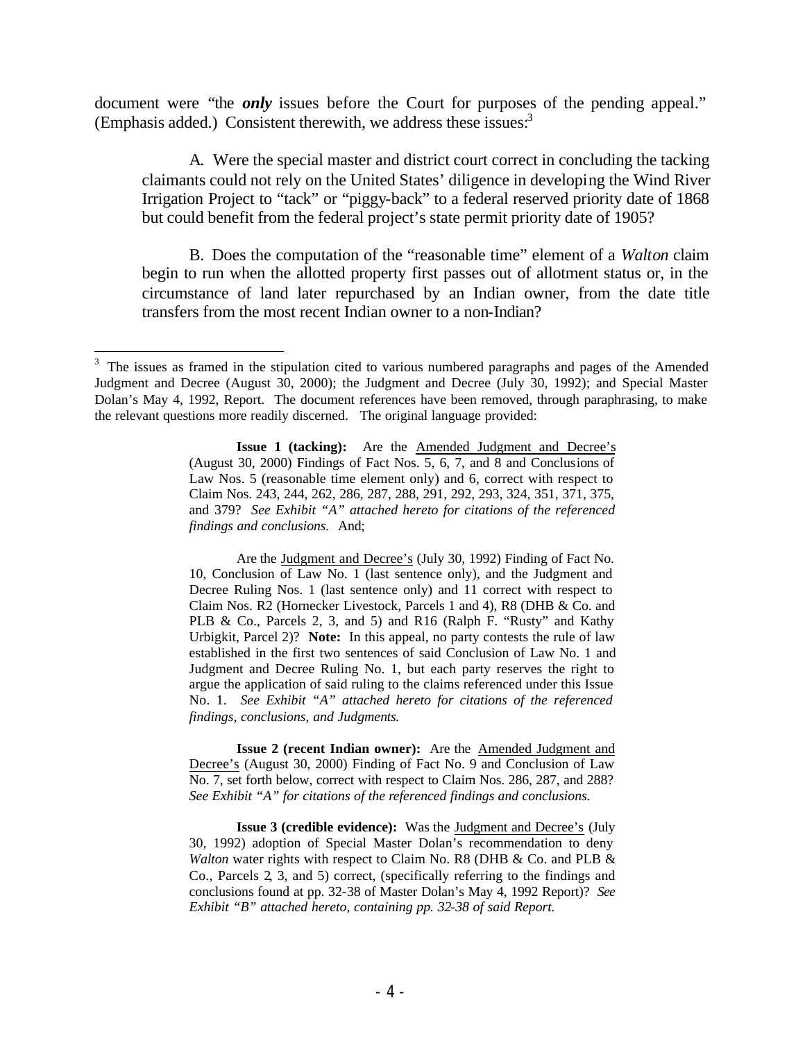document were "the ***only*** issues before the Court for purposes of the pending appeal." (Emphasis added.) Consistent therewith, we address these issues:[3]

> A. Were the special master and district court correct in concluding the tacking claimants could not rely on the United States' diligence in developing the Wind River Irrigation Project to "tack" or "piggy-back" to a federal reserved priority date of 1868 but could benefit from the federal project's state permit priority date of 1905?
>
> B. Does the computation of the "reasonable time" element of a *Walton* claim begin to run when the allotted property first passes out of allotment status or, in the circumstance of land later repurchased by an Indian owner, from the date title transfers from the most recent Indian owner to a non-Indian?

---

[3] The issues as framed in the stipulation cited to various numbered paragraphs and pages of the Amended Judgment and Decree (August 30, 2000); the Judgment and Decree (July 30, 1992); and Special Master Dolan's May 4, 1992, Report. The document references have been removed, through paraphrasing, to make the relevant questions more readily discerned. The original language provided:

> **Issue 1 (tacking):** Are the Amended Judgment and Decree's (August 30, 2000) Findings of Fact Nos. 5, 6, 7, and 8 and Conclusions of Law Nos. 5 (reasonable time element only) and 6, correct with respect to Claim Nos. 243, 244, 262, 286, 287, 288, 291, 292, 293, 324, 351, 371, 375, and 379? *See Exhibit "A" attached hereto for citations of the referenced findings and conclusions.* And;
>
> Are the Judgment and Decree's (July 30, 1992) Finding of Fact No. 10, Conclusion of Law No. 1 (last sentence only), and the Judgment and Decree Ruling Nos. 1 (last sentence only) and 11 correct with respect to Claim Nos. R2 (Hornecker Livestock, Parcels 1 and 4), R8 (DHB & Co. and PLB & Co., Parcels 2, 3, and 5) and R16 (Ralph F. "Rusty" and Kathy Urbigkit, Parcel 2)? **Note:** In this appeal, no party contests the rule of law established in the first two sentences of said Conclusion of Law No. 1 and Judgment and Decree Ruling No. 1, but each party reserves the right to argue the application of said ruling to the claims referenced under this Issue No. 1. *See Exhibit "A" attached hereto for citations of the referenced findings, conclusions, and Judgments.*
>
> **Issue 2 (recent Indian owner):** Are the Amended Judgment and Decree's (August 30, 2000) Finding of Fact No. 9 and Conclusion of Law No. 7, set forth below, correct with respect to Claim Nos. 286, 287, and 288? *See Exhibit "A" for citations of the referenced findings and conclusions.*
>
> **Issue 3 (credible evidence):** Was the Judgment and Decree's (July 30, 1992) adoption of Special Master Dolan's recommendation to deny *Walton* water rights with respect to Claim No. R8 (DHB & Co. and PLB & Co., Parcels 2, 3, and 5) correct, (specifically referring to the findings and conclusions found at pp. 32-38 of Master Dolan's May 4, 1992 Report)? *See Exhibit "B" attached hereto, containing pp. 32-38 of said Report.*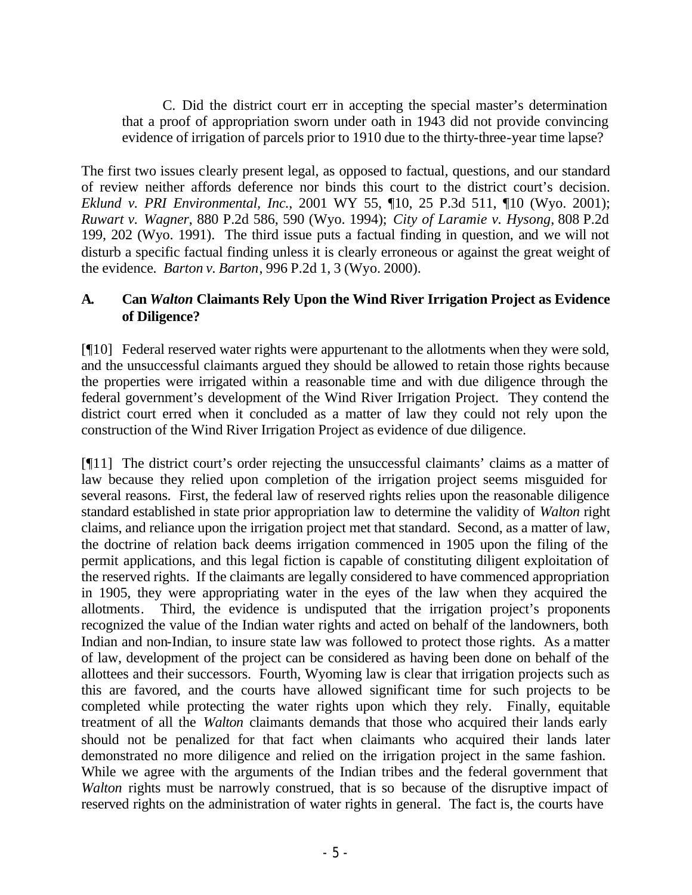C. Did the district court err in accepting the special master's determination that a proof of appropriation sworn under oath in 1943 did not provide convincing evidence of irrigation of parcels prior to 1910 due to the thirty-three-year time lapse?

The first two issues clearly present legal, as opposed to factual, questions, and our standard of review neither affords deference nor binds this court to the district court's decision. *Eklund v. PRI Environmental, Inc.*, 2001 WY 55, ¶10, 25 P.3d 511, ¶10 (Wyo. 2001); *Ruwart v. Wagner*, 880 P.2d 586, 590 (Wyo. 1994); *City of Laramie v. Hysong*, 808 P.2d 199, 202 (Wyo. 1991). The third issue puts a factual finding in question, and we will not disturb a specific factual finding unless it is clearly erroneous or against the great weight of the evidence. *Barton v. Barton*, 996 P.2d 1, 3 (Wyo. 2000).

### A. Can *Walton* Claimants Rely Upon the Wind River Irrigation Project as Evidence of Diligence?

[¶10] Federal reserved water rights were appurtenant to the allotments when they were sold, and the unsuccessful claimants argued they should be allowed to retain those rights because the properties were irrigated within a reasonable time and with due diligence through the federal government's development of the Wind River Irrigation Project. They contend the district court erred when it concluded as a matter of law they could not rely upon the construction of the Wind River Irrigation Project as evidence of due diligence.

[¶11] The district court's order rejecting the unsuccessful claimants' claims as a matter of law because they relied upon completion of the irrigation project seems misguided for several reasons. First, the federal law of reserved rights relies upon the reasonable diligence standard established in state prior appropriation law to determine the validity of *Walton* right claims, and reliance upon the irrigation project met that standard. Second, as a matter of law, the doctrine of relation back deems irrigation commenced in 1905 upon the filing of the permit applications, and this legal fiction is capable of constituting diligent exploitation of the reserved rights. If the claimants are legally considered to have commenced appropriation in 1905, they were appropriating water in the eyes of the law when they acquired the allotments. Third, the evidence is undisputed that the irrigation project's proponents recognized the value of the Indian water rights and acted on behalf of the landowners, both Indian and non-Indian, to insure state law was followed to protect those rights. As a matter of law, development of the project can be considered as having been done on behalf of the allottees and their successors. Fourth, Wyoming law is clear that irrigation projects such as this are favored, and the courts have allowed significant time for such projects to be completed while protecting the water rights upon which they rely. Finally, equitable treatment of all the *Walton* claimants demands that those who acquired their lands early should not be penalized for that fact when claimants who acquired their lands later demonstrated no more diligence and relied on the irrigation project in the same fashion. While we agree with the arguments of the Indian tribes and the federal government that *Walton* rights must be narrowly construed, that is so because of the disruptive impact of reserved rights on the administration of water rights in general. The fact is, the courts have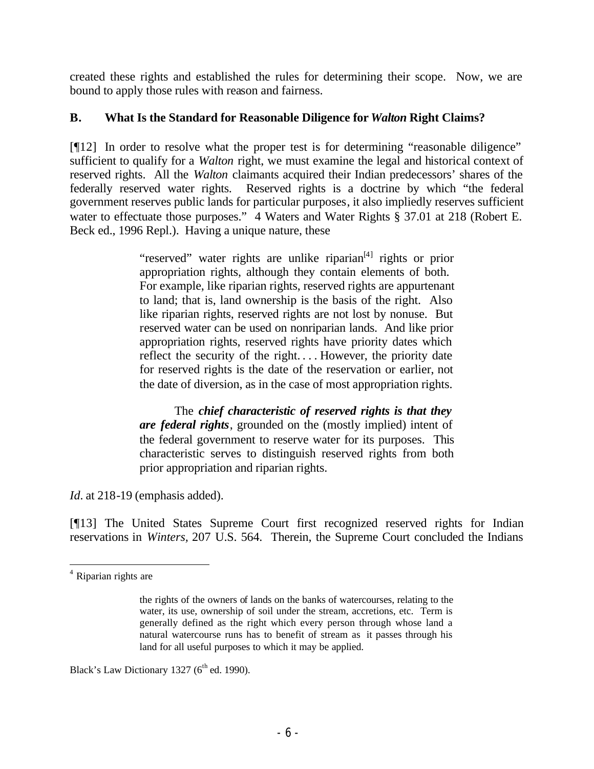created these rights and established the rules for determining their scope. Now, we are bound to apply those rules with reason and fairness.

## B. What Is the Standard for Reasonable Diligence for *Walton* Right Claims?

[¶12] In order to resolve what the proper test is for determining "reasonable diligence" sufficient to qualify for a *Walton* right, we must examine the legal and historical context of reserved rights. All the *Walton* claimants acquired their Indian predecessors' shares of the federally reserved water rights. Reserved rights is a doctrine by which "the federal government reserves public lands for particular purposes, it also impliedly reserves sufficient water to effectuate those purposes." 4 Waters and Water Rights § 37.01 at 218 (Robert E. Beck ed., 1996 Repl.). Having a unique nature, these

> "reserved" water rights are unlike riparian[4] rights or prior appropriation rights, although they contain elements of both. For example, like riparian rights, reserved rights are appurtenant to land; that is, land ownership is the basis of the right. Also like riparian rights, reserved rights are not lost by nonuse. But reserved water can be used on nonriparian lands. And like prior appropriation rights, reserved rights have priority dates which reflect the security of the right. . . . However, the priority date for reserved rights is the date of the reservation or earlier, not the date of diversion, as in the case of most appropriation rights.
>
> The ***chief characteristic of reserved rights is that they are federal rights***, grounded on the (mostly implied) intent of the federal government to reserve water for its purposes. This characteristic serves to distinguish reserved rights from both prior appropriation and riparian rights.

*Id*. at 218-19 (emphasis added).

[¶13] The United States Supreme Court first recognized reserved rights for Indian reservations in *Winters,* 207 U.S. 564. Therein, the Supreme Court concluded the Indians

---

[4] Riparian rights are

> the rights of the owners of lands on the banks of watercourses, relating to the water, its use, ownership of soil under the stream, accretions, etc. Term is generally defined as the right which every person through whose land a natural watercourse runs has to benefit of stream as it passes through his land for all useful purposes to which it may be applied.

Black's Law Dictionary 1327 (6th ed. 1990).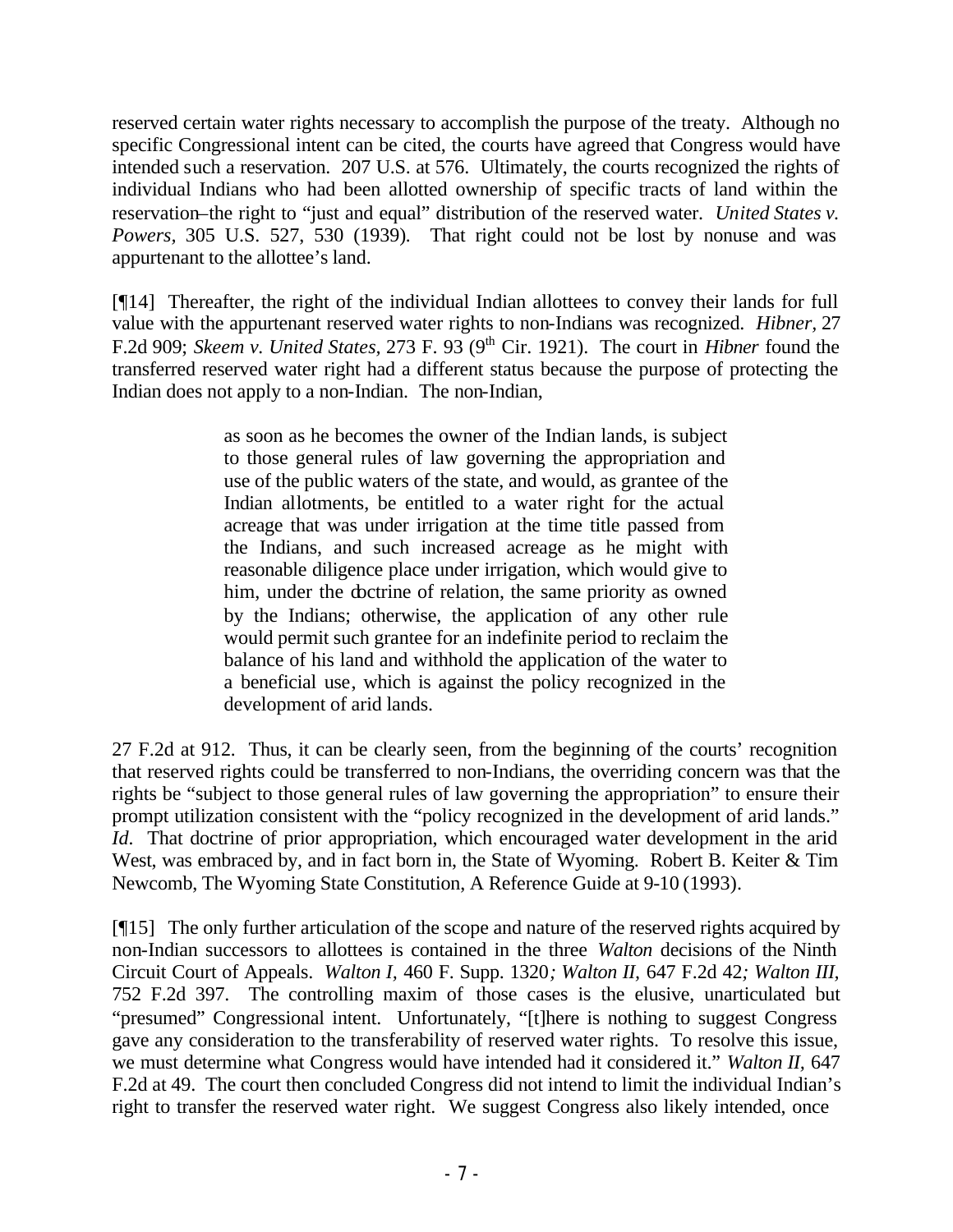reserved certain water rights necessary to accomplish the purpose of the treaty. Although no specific Congressional intent can be cited, the courts have agreed that Congress would have intended such a reservation. 207 U.S. at 576. Ultimately, the courts recognized the rights of individual Indians who had been allotted ownership of specific tracts of land within the reservation–the right to "just and equal" distribution of the reserved water. *United States v. Powers*, 305 U.S. 527, 530 (1939). That right could not be lost by nonuse and was appurtenant to the allottee's land.

[¶14] Thereafter, the right of the individual Indian allottees to convey their lands for full value with the appurtenant reserved water rights to non-Indians was recognized. *Hibner*, 27 F.2d 909; *Skeem v. United States*, 273 F. 93 (9th Cir. 1921). The court in *Hibner* found the transferred reserved water right had a different status because the purpose of protecting the Indian does not apply to a non-Indian. The non-Indian,

> as soon as he becomes the owner of the Indian lands, is subject to those general rules of law governing the appropriation and use of the public waters of the state, and would, as grantee of the Indian allotments, be entitled to a water right for the actual acreage that was under irrigation at the time title passed from the Indians, and such increased acreage as he might with reasonable diligence place under irrigation, which would give to him, under the doctrine of relation, the same priority as owned by the Indians; otherwise, the application of any other rule would permit such grantee for an indefinite period to reclaim the balance of his land and withhold the application of the water to a beneficial use, which is against the policy recognized in the development of arid lands.

27 F.2d at 912. Thus, it can be clearly seen, from the beginning of the courts' recognition that reserved rights could be transferred to non-Indians, the overriding concern was that the rights be "subject to those general rules of law governing the appropriation" to ensure their prompt utilization consistent with the "policy recognized in the development of arid lands." *Id*. That doctrine of prior appropriation, which encouraged water development in the arid West, was embraced by, and in fact born in, the State of Wyoming. Robert B. Keiter & Tim Newcomb, The Wyoming State Constitution, A Reference Guide at 9-10 (1993).

[¶15] The only further articulation of the scope and nature of the reserved rights acquired by non-Indian successors to allottees is contained in the three *Walton* decisions of the Ninth Circuit Court of Appeals. *Walton I*, 460 F. Supp. 1320*; Walton II*, 647 F.2d 42*; Walton III*, 752 F.2d 397. The controlling maxim of those cases is the elusive, unarticulated but "presumed" Congressional intent. Unfortunately, "[t]here is nothing to suggest Congress gave any consideration to the transferability of reserved water rights. To resolve this issue, we must determine what Congress would have intended had it considered it." *Walton II*, 647 F.2d at 49. The court then concluded Congress did not intend to limit the individual Indian's right to transfer the reserved water right. We suggest Congress also likely intended, once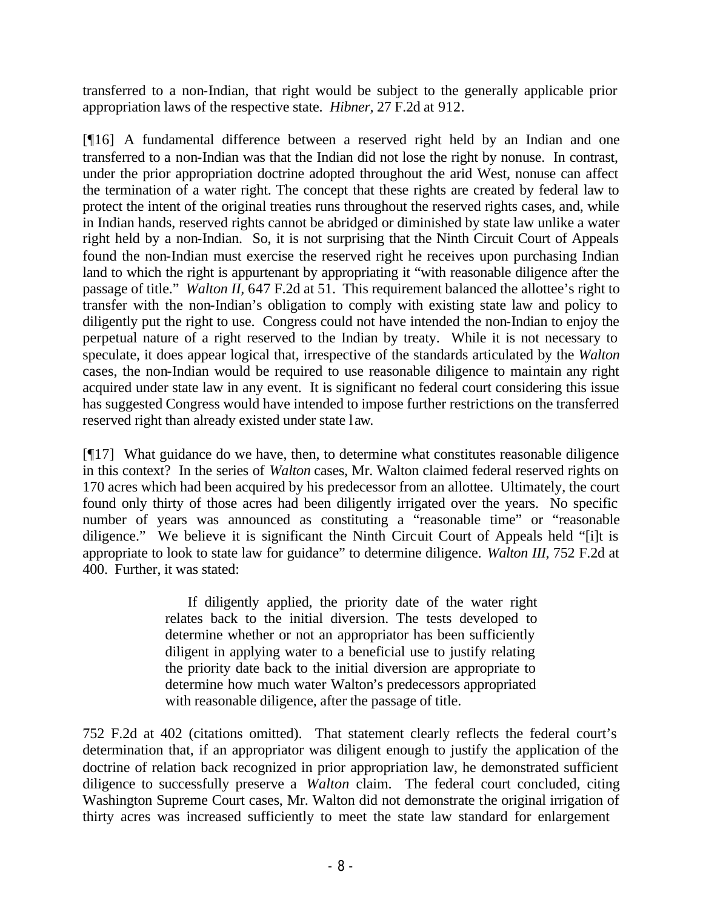transferred to a non-Indian, that right would be subject to the generally applicable prior appropriation laws of the respective state. *Hibner*, 27 F.2d at 912.

[¶16] A fundamental difference between a reserved right held by an Indian and one transferred to a non-Indian was that the Indian did not lose the right by nonuse. In contrast, under the prior appropriation doctrine adopted throughout the arid West, nonuse can affect the termination of a water right. The concept that these rights are created by federal law to protect the intent of the original treaties runs throughout the reserved rights cases, and, while in Indian hands, reserved rights cannot be abridged or diminished by state law unlike a water right held by a non-Indian. So, it is not surprising that the Ninth Circuit Court of Appeals found the non-Indian must exercise the reserved right he receives upon purchasing Indian land to which the right is appurtenant by appropriating it "with reasonable diligence after the passage of title." *Walton II*, 647 F.2d at 51. This requirement balanced the allottee's right to transfer with the non-Indian's obligation to comply with existing state law and policy to diligently put the right to use. Congress could not have intended the non-Indian to enjoy the perpetual nature of a right reserved to the Indian by treaty. While it is not necessary to speculate, it does appear logical that, irrespective of the standards articulated by the *Walton* cases, the non-Indian would be required to use reasonable diligence to maintain any right acquired under state law in any event. It is significant no federal court considering this issue has suggested Congress would have intended to impose further restrictions on the transferred reserved right than already existed under state law.

[¶17] What guidance do we have, then, to determine what constitutes reasonable diligence in this context? In the series of *Walton* cases, Mr. Walton claimed federal reserved rights on 170 acres which had been acquired by his predecessor from an allottee. Ultimately, the court found only thirty of those acres had been diligently irrigated over the years. No specific number of years was announced as constituting a "reasonable time" or "reasonable diligence." We believe it is significant the Ninth Circuit Court of Appeals held "[i]t is appropriate to look to state law for guidance" to determine diligence. *Walton III*, 752 F.2d at 400. Further, it was stated:

> If diligently applied, the priority date of the water right relates back to the initial diversion. The tests developed to determine whether or not an appropriator has been sufficiently diligent in applying water to a beneficial use to justify relating the priority date back to the initial diversion are appropriate to determine how much water Walton's predecessors appropriated with reasonable diligence, after the passage of title.

752 F.2d at 402 (citations omitted). That statement clearly reflects the federal court's determination that, if an appropriator was diligent enough to justify the application of the doctrine of relation back recognized in prior appropriation law, he demonstrated sufficient diligence to successfully preserve a *Walton* claim. The federal court concluded, citing Washington Supreme Court cases, Mr. Walton did not demonstrate the original irrigation of thirty acres was increased sufficiently to meet the state law standard for enlargement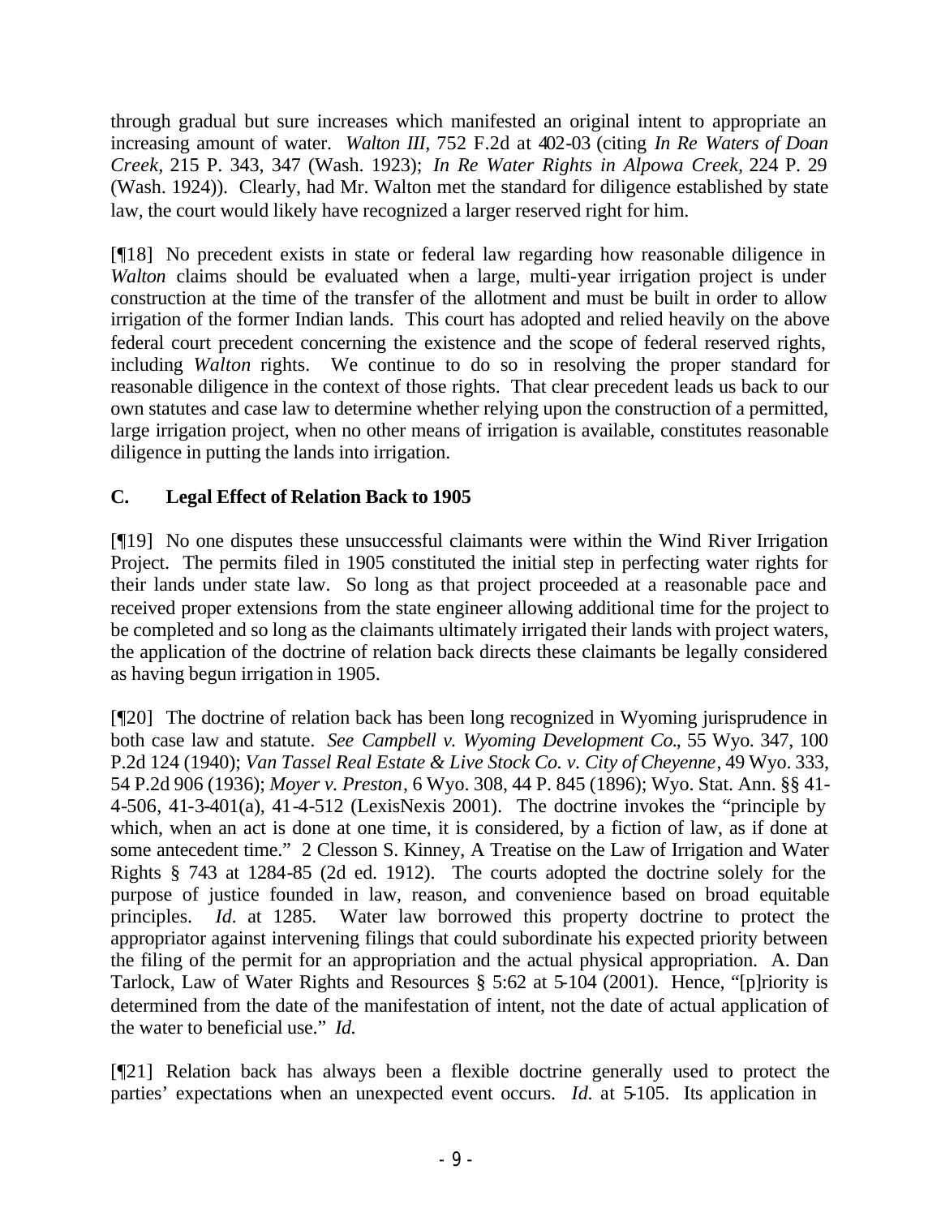through gradual but sure increases which manifested an original intent to appropriate an increasing amount of water. *Walton III,* 752 F.2d at 402-03 (citing *In Re Waters of Doan Creek,* 215 P. 343, 347 (Wash. 1923); *In Re Water Rights in Alpowa Creek,* 224 P. 29 (Wash. 1924)). Clearly, had Mr. Walton met the standard for diligence established by state law, the court would likely have recognized a larger reserved right for him.

[¶18] No precedent exists in state or federal law regarding how reasonable diligence in *Walton* claims should be evaluated when a large, multi-year irrigation project is under construction at the time of the transfer of the allotment and must be built in order to allow irrigation of the former Indian lands. This court has adopted and relied heavily on the above federal court precedent concerning the existence and the scope of federal reserved rights, including *Walton* rights. We continue to do so in resolving the proper standard for reasonable diligence in the context of those rights. That clear precedent leads us back to our own statutes and case law to determine whether relying upon the construction of a permitted, large irrigation project, when no other means of irrigation is available, constitutes reasonable diligence in putting the lands into irrigation.

### C. Legal Effect of Relation Back to 1905

[¶19] No one disputes these unsuccessful claimants were within the Wind River Irrigation Project. The permits filed in 1905 constituted the initial step in perfecting water rights for their lands under state law. So long as that project proceeded at a reasonable pace and received proper extensions from the state engineer allowing additional time for the project to be completed and so long as the claimants ultimately irrigated their lands with project waters, the application of the doctrine of relation back directs these claimants be legally considered as having begun irrigation in 1905.

[¶20] The doctrine of relation back has been long recognized in Wyoming jurisprudence in both case law and statute. *See Campbell v. Wyoming Development Co.*, 55 Wyo. 347, 100 P.2d 124 (1940); *Van Tassel Real Estate & Live Stock Co. v. City of Cheyenne*, 49 Wyo. 333, 54 P.2d 906 (1936); *Moyer v. Preston*, 6 Wyo. 308, 44 P. 845 (1896); Wyo. Stat. Ann. §§ 41-4-506, 41-3-401(a), 41-4-512 (LexisNexis 2001). The doctrine invokes the "principle by which, when an act is done at one time, it is considered, by a fiction of law, as if done at some antecedent time." 2 Clesson S. Kinney, A Treatise on the Law of Irrigation and Water Rights § 743 at 1284-85 (2d ed. 1912). The courts adopted the doctrine solely for the purpose of justice founded in law, reason, and convenience based on broad equitable principles. *Id*. at 1285. Water law borrowed this property doctrine to protect the appropriator against intervening filings that could subordinate his expected priority between the filing of the permit for an appropriation and the actual physical appropriation. A. Dan Tarlock, Law of Water Rights and Resources § 5:62 at 5-104 (2001). Hence, "[p]riority is determined from the date of the manifestation of intent, not the date of actual application of the water to beneficial use." *Id.*

[¶21] Relation back has always been a flexible doctrine generally used to protect the parties' expectations when an unexpected event occurs. *Id.* at 5-105. Its application in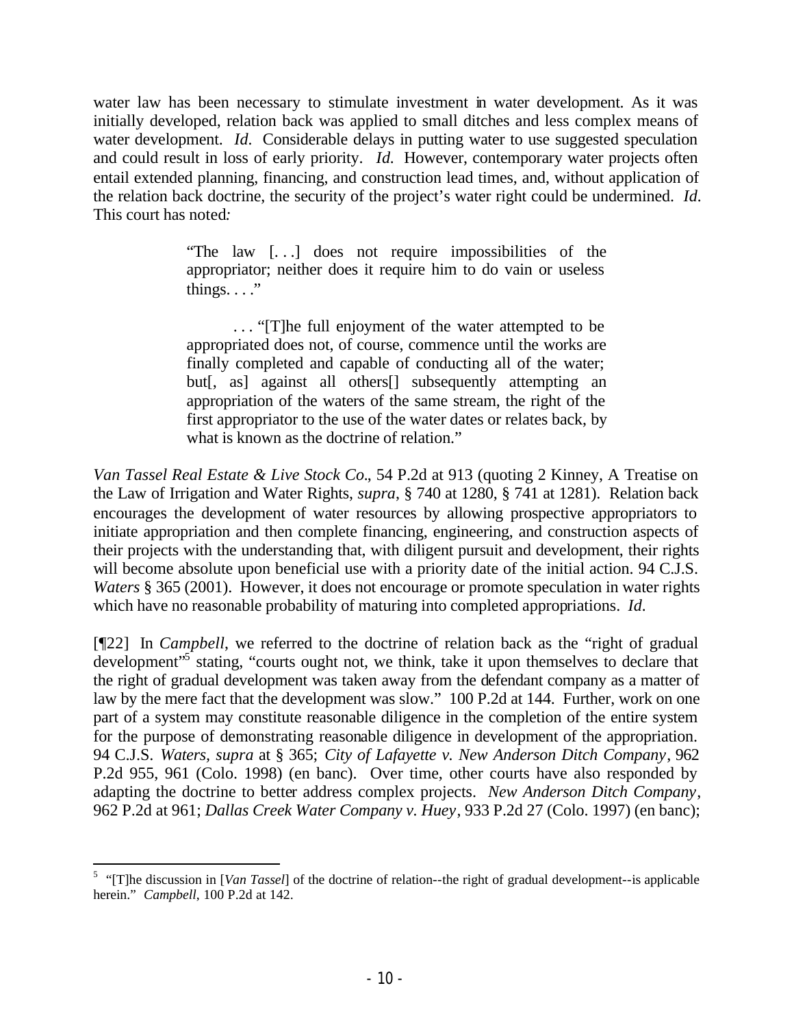water law has been necessary to stimulate investment in water development. As it was initially developed, relation back was applied to small ditches and less complex means of water development. *Id.* Considerable delays in putting water to use suggested speculation and could result in loss of early priority. *Id.* However, contemporary water projects often entail extended planning, financing, and construction lead times, and, without application of the relation back doctrine, the security of the project's water right could be undermined. *Id.* This court has noted:

> "The law [. . .] does not require impossibilities of the appropriator; neither does it require him to do vain or useless things. . . ."
>
> . . . "[T]he full enjoyment of the water attempted to be appropriated does not, of course, commence until the works are finally completed and capable of conducting all of the water; but[, as] against all others[] subsequently attempting an appropriation of the waters of the same stream, the right of the first appropriator to the use of the water dates or relates back, by what is known as the doctrine of relation."

*Van Tassel Real Estate & Live Stock Co.*, 54 P.2d at 913 (quoting 2 Kinney, A Treatise on the Law of Irrigation and Water Rights, *supra*, § 740 at 1280, § 741 at 1281). Relation back encourages the development of water resources by allowing prospective appropriators to initiate appropriation and then complete financing, engineering, and construction aspects of their projects with the understanding that, with diligent pursuit and development, their rights will become absolute upon beneficial use with a priority date of the initial action. 94 C.J.S. *Waters* § 365 (2001). However, it does not encourage or promote speculation in water rights which have no reasonable probability of maturing into completed appropriations. *Id.*

[¶22] In *Campbell*, we referred to the doctrine of relation back as the "right of gradual development"[5] stating, "courts ought not, we think, take it upon themselves to declare that the right of gradual development was taken away from the defendant company as a matter of law by the mere fact that the development was slow." 100 P.2d at 144. Further, work on one part of a system may constitute reasonable diligence in the completion of the entire system for the purpose of demonstrating reasonable diligence in development of the appropriation. 94 C.J.S. *Waters, supra* at § 365; *City of Lafayette v. New Anderson Ditch Company*, 962 P.2d 955, 961 (Colo. 1998) (en banc). Over time, other courts have also responded by adapting the doctrine to better address complex projects. *New Anderson Ditch Company*, 962 P.2d at 961; *Dallas Creek Water Company v. Huey*, 933 P.2d 27 (Colo. 1997) (en banc);

---

[5] "[T]he discussion in [*Van Tassel*] of the doctrine of relation--the right of gradual development--is applicable herein." *Campbell*, 100 P.2d at 142.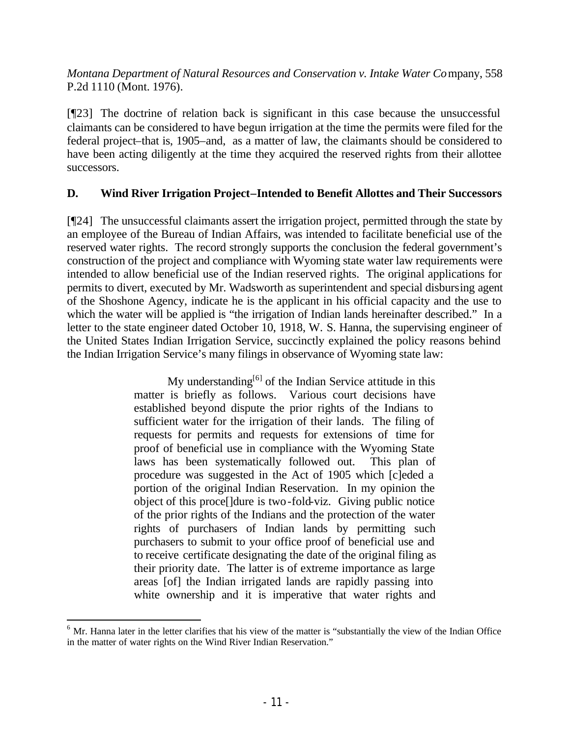*Montana Department of Natural Resources and Conservation v. Intake Water Company*, 558 P.2d 1110 (Mont. 1976).

[¶23] The doctrine of relation back is significant in this case because the unsuccessful claimants can be considered to have begun irrigation at the time the permits were filed for the federal project–that is, 1905–and, as a matter of law, the claimants should be considered to have been acting diligently at the time they acquired the reserved rights from their allottee successors.

### D. Wind River Irrigation Project–Intended to Benefit Allottes and Their Successors

[¶24] The unsuccessful claimants assert the irrigation project, permitted through the state by an employee of the Bureau of Indian Affairs, was intended to facilitate beneficial use of the reserved water rights. The record strongly supports the conclusion the federal government's construction of the project and compliance with Wyoming state water law requirements were intended to allow beneficial use of the Indian reserved rights. The original applications for permits to divert, executed by Mr. Wadsworth as superintendent and special disbursing agent of the Shoshone Agency, indicate he is the applicant in his official capacity and the use to which the water will be applied is "the irrigation of Indian lands hereinafter described." In a letter to the state engineer dated October 10, 1918, W. S. Hanna, the supervising engineer of the United States Indian Irrigation Service, succinctly explained the policy reasons behind the Indian Irrigation Service's many filings in observance of Wyoming state law:

> My understanding[6] of the Indian Service attitude in this matter is briefly as follows. Various court decisions have established beyond dispute the prior rights of the Indians to sufficient water for the irrigation of their lands. The filing of requests for permits and requests for extensions of time for proof of beneficial use in compliance with the Wyoming State laws has been systematically followed out. This plan of procedure was suggested in the Act of 1905 which [c]eded a portion of the original Indian Reservation. In my opinion the object of this proce[]dure is two-fold-viz. Giving public notice of the prior rights of the Indians and the protection of the water rights of purchasers of Indian lands by permitting such purchasers to submit to your office proof of beneficial use and to receive certificate designating the date of the original filing as their priority date. The latter is of extreme importance as large areas [of] the Indian irrigated lands are rapidly passing into white ownership and it is imperative that water rights and

[6] Mr. Hanna later in the letter clarifies that his view of the matter is "substantially the view of the Indian Office in the matter of water rights on the Wind River Indian Reservation."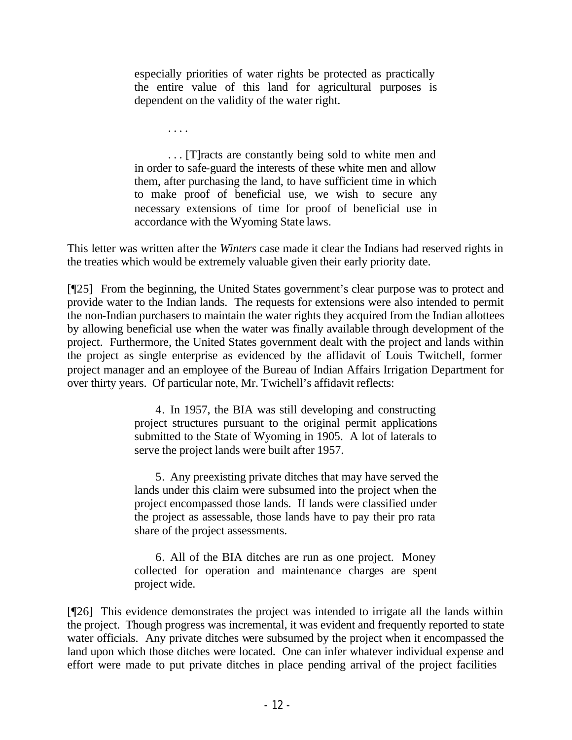> especially priorities of water rights be protected as practically the entire value of this land for agricultural purposes is dependent on the validity of the water right.
>
> . . . .
>
> . . . [T]racts are constantly being sold to white men and in order to safe-guard the interests of these white men and allow them, after purchasing the land, to have sufficient time in which to make proof of beneficial use, we wish to secure any necessary extensions of time for proof of beneficial use in accordance with the Wyoming State laws.

This letter was written after the *Winters* case made it clear the Indians had reserved rights in the treaties which would be extremely valuable given their early priority date.

[¶25] From the beginning, the United States government's clear purpose was to protect and provide water to the Indian lands. The requests for extensions were also intended to permit the non-Indian purchasers to maintain the water rights they acquired from the Indian allottees by allowing beneficial use when the water was finally available through development of the project. Furthermore, the United States government dealt with the project and lands within the project as single enterprise as evidenced by the affidavit of Louis Twitchell, former project manager and an employee of the Bureau of Indian Affairs Irrigation Department for over thirty years. Of particular note, Mr. Twichell's affidavit reflects:

> 4. In 1957, the BIA was still developing and constructing project structures pursuant to the original permit applications submitted to the State of Wyoming in 1905. A lot of laterals to serve the project lands were built after 1957.
>
> 5. Any preexisting private ditches that may have served the lands under this claim were subsumed into the project when the project encompassed those lands. If lands were classified under the project as assessable, those lands have to pay their pro rata share of the project assessments.
>
> 6. All of the BIA ditches are run as one project. Money collected for operation and maintenance charges are spent project wide.

[¶26] This evidence demonstrates the project was intended to irrigate all the lands within the project. Though progress was incremental, it was evident and frequently reported to state water officials. Any private ditches were subsumed by the project when it encompassed the land upon which those ditches were located. One can infer whatever individual expense and effort were made to put private ditches in place pending arrival of the project facilities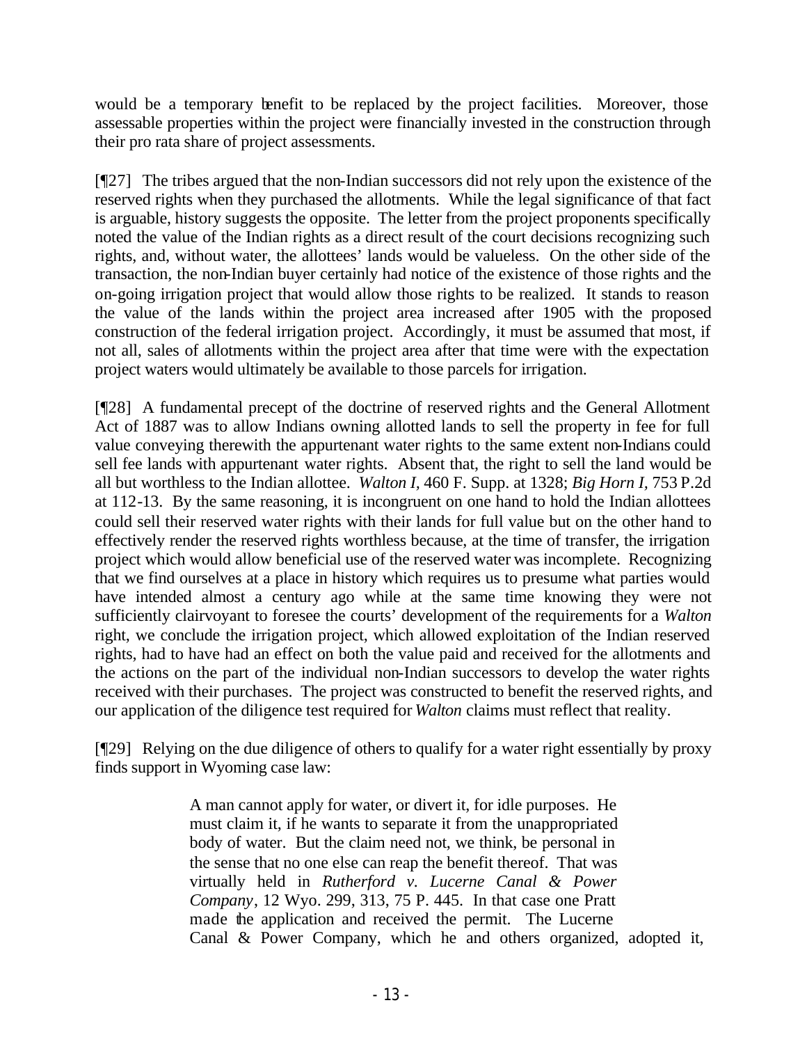would be a temporary benefit to be replaced by the project facilities. Moreover, those assessable properties within the project were financially invested in the construction through their pro rata share of project assessments.

[¶27] The tribes argued that the non-Indian successors did not rely upon the existence of the reserved rights when they purchased the allotments. While the legal significance of that fact is arguable, history suggests the opposite. The letter from the project proponents specifically noted the value of the Indian rights as a direct result of the court decisions recognizing such rights, and, without water, the allottees' lands would be valueless. On the other side of the transaction, the non-Indian buyer certainly had notice of the existence of those rights and the on-going irrigation project that would allow those rights to be realized. It stands to reason the value of the lands within the project area increased after 1905 with the proposed construction of the federal irrigation project. Accordingly, it must be assumed that most, if not all, sales of allotments within the project area after that time were with the expectation project waters would ultimately be available to those parcels for irrigation.

[¶28] A fundamental precept of the doctrine of reserved rights and the General Allotment Act of 1887 was to allow Indians owning allotted lands to sell the property in fee for full value conveying therewith the appurtenant water rights to the same extent non-Indians could sell fee lands with appurtenant water rights. Absent that, the right to sell the land would be all but worthless to the Indian allottee. *Walton I*, 460 F. Supp. at 1328; *Big Horn I*, 753 P.2d at 112-13. By the same reasoning, it is incongruent on one hand to hold the Indian allottees could sell their reserved water rights with their lands for full value but on the other hand to effectively render the reserved rights worthless because, at the time of transfer, the irrigation project which would allow beneficial use of the reserved water was incomplete. Recognizing that we find ourselves at a place in history which requires us to presume what parties would have intended almost a century ago while at the same time knowing they were not sufficiently clairvoyant to foresee the courts' development of the requirements for a *Walton* right, we conclude the irrigation project, which allowed exploitation of the Indian reserved rights, had to have had an effect on both the value paid and received for the allotments and the actions on the part of the individual non-Indian successors to develop the water rights received with their purchases. The project was constructed to benefit the reserved rights, and our application of the diligence test required for *Walton* claims must reflect that reality.

[¶29] Relying on the due diligence of others to qualify for a water right essentially by proxy finds support in Wyoming case law:

> A man cannot apply for water, or divert it, for idle purposes. He must claim it, if he wants to separate it from the unappropriated body of water. But the claim need not, we think, be personal in the sense that no one else can reap the benefit thereof. That was virtually held in *Rutherford v. Lucerne Canal & Power Company*, 12 Wyo. 299, 313, 75 P. 445. In that case one Pratt made the application and received the permit. The Lucerne Canal & Power Company, which he and others organized, adopted it,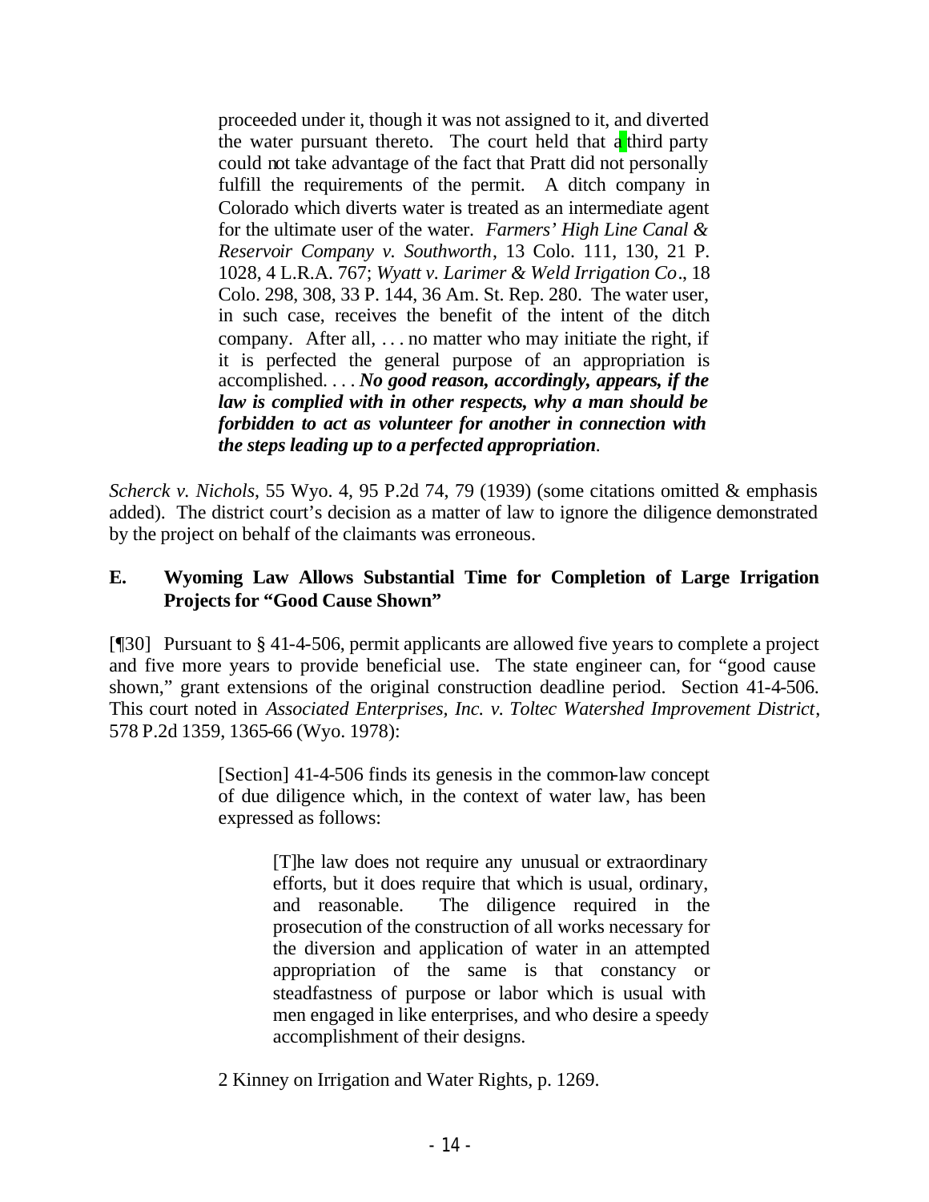> proceeded under it, though it was not assigned to it, and diverted the water pursuant thereto. The court held that a third party could not take advantage of the fact that Pratt did not personally fulfill the requirements of the permit. A ditch company in Colorado which diverts water is treated as an intermediate agent for the ultimate user of the water. *Farmers' High Line Canal & Reservoir Company v. Southworth*, 13 Colo. 111, 130, 21 P. 1028, 4 L.R.A. 767; *Wyatt v. Larimer & Weld Irrigation Co*., 18 Colo. 298, 308, 33 P. 144, 36 Am. St. Rep. 280. The water user, in such case, receives the benefit of the intent of the ditch company. After all, . . . no matter who may initiate the right, if it is perfected the general purpose of an appropriation is accomplished. . . . ***No good reason, accordingly, appears, if the law is complied with in other respects, why a man should be forbidden to act as volunteer for another in connection with the steps leading up to a perfected appropriation***.

*Scherck v. Nichols*, 55 Wyo. 4, 95 P.2d 74, 79 (1939) (some citations omitted & emphasis added). The district court's decision as a matter of law to ignore the diligence demonstrated by the project on behalf of the claimants was erroneous.

### E. Wyoming Law Allows Substantial Time for Completion of Large Irrigation Projects for "Good Cause Shown"

[¶30] Pursuant to § 41-4-506, permit applicants are allowed five years to complete a project and five more years to provide beneficial use. The state engineer can, for "good cause shown," grant extensions of the original construction deadline period. Section 41-4-506. This court noted in *Associated Enterprises, Inc. v. Toltec Watershed Improvement District*, 578 P.2d 1359, 1365-66 (Wyo. 1978):

> [Section] 41-4-506 finds its genesis in the common-law concept of due diligence which, in the context of water law, has been expressed as follows:
>
> > [T]he law does not require any unusual or extraordinary efforts, but it does require that which is usual, ordinary, and reasonable. The diligence required in the prosecution of the construction of all works necessary for the diversion and application of water in an attempted appropriation of the same is that constancy or steadfastness of purpose or labor which is usual with men engaged in like enterprises, and who desire a speedy accomplishment of their designs.
>
> 2 Kinney on Irrigation and Water Rights, p. 1269.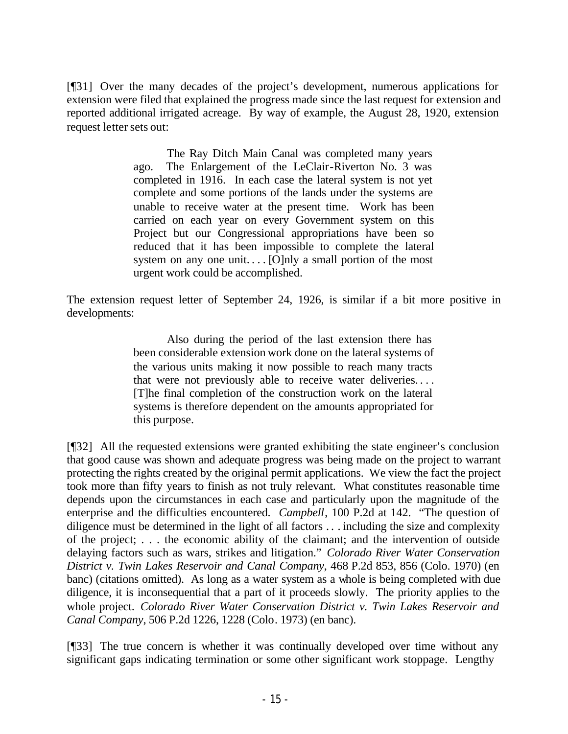[¶31] Over the many decades of the project's development, numerous applications for extension were filed that explained the progress made since the last request for extension and reported additional irrigated acreage. By way of example, the August 28, 1920, extension request letter sets out:

> The Ray Ditch Main Canal was completed many years ago. The Enlargement of the LeClair-Riverton No. 3 was completed in 1916. In each case the lateral system is not yet complete and some portions of the lands under the systems are unable to receive water at the present time. Work has been carried on each year on every Government system on this Project but our Congressional appropriations have been so reduced that it has been impossible to complete the lateral system on any one unit. . . . [O]nly a small portion of the most urgent work could be accomplished.

The extension request letter of September 24, 1926, is similar if a bit more positive in developments:

> Also during the period of the last extension there has been considerable extension work done on the lateral systems of the various units making it now possible to reach many tracts that were not previously able to receive water deliveries. . . . [T]he final completion of the construction work on the lateral systems is therefore dependent on the amounts appropriated for this purpose.

[¶32] All the requested extensions were granted exhibiting the state engineer's conclusion that good cause was shown and adequate progress was being made on the project to warrant protecting the rights created by the original permit applications. We view the fact the project took more than fifty years to finish as not truly relevant. What constitutes reasonable time depends upon the circumstances in each case and particularly upon the magnitude of the enterprise and the difficulties encountered. *Campbell*, 100 P.2d at 142. "The question of diligence must be determined in the light of all factors . . . including the size and complexity of the project; . . . the economic ability of the claimant; and the intervention of outside delaying factors such as wars, strikes and litigation." *Colorado River Water Conservation District v. Twin Lakes Reservoir and Canal Company*, 468 P.2d 853, 856 (Colo. 1970) (en banc) (citations omitted). As long as a water system as a whole is being completed with due diligence, it is inconsequential that a part of it proceeds slowly. The priority applies to the whole project. *Colorado River Water Conservation District v. Twin Lakes Reservoir and Canal Company*, 506 P.2d 1226, 1228 (Colo. 1973) (en banc).

[¶33] The true concern is whether it was continually developed over time without any significant gaps indicating termination or some other significant work stoppage. Lengthy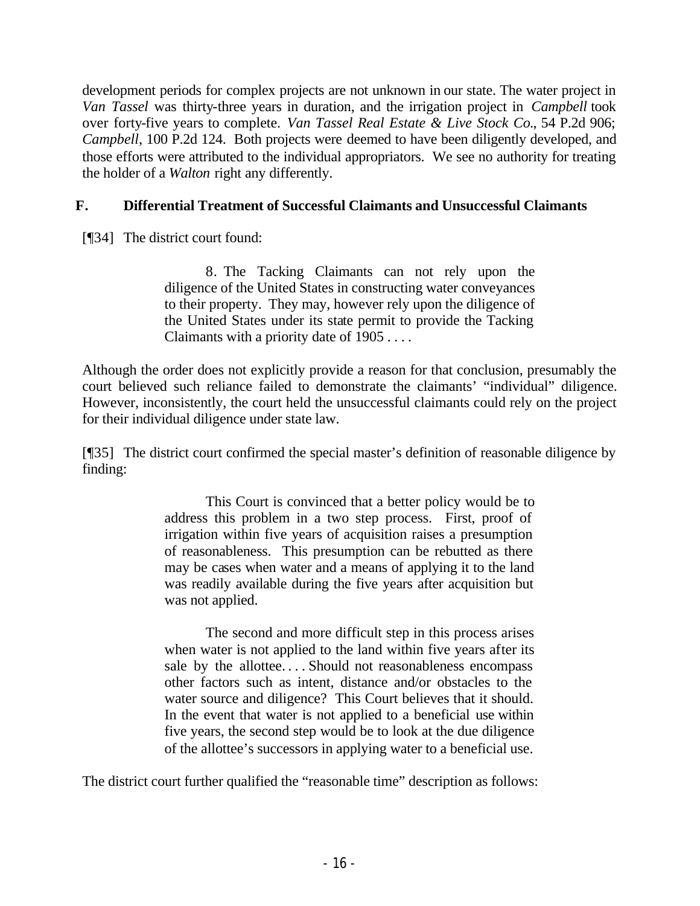development periods for complex projects are not unknown in our state. The water project in *Van Tassel* was thirty-three years in duration, and the irrigation project in *Campbell* took over forty-five years to complete. *Van Tassel Real Estate & Live Stock Co.*, 54 P.2d 906; *Campbell*, 100 P.2d 124. Both projects were deemed to have been diligently developed, and those efforts were attributed to the individual appropriators. We see no authority for treating the holder of a *Walton* right any differently.

### F. Differential Treatment of Successful Claimants and Unsuccessful Claimants

[¶34] The district court found:

> 8. The Tacking Claimants can not rely upon the diligence of the United States in constructing water conveyances to their property. They may, however rely upon the diligence of the United States under its state permit to provide the Tacking Claimants with a priority date of 1905 . . . .

Although the order does not explicitly provide a reason for that conclusion, presumably the court believed such reliance failed to demonstrate the claimants' "individual" diligence. However, inconsistently, the court held the unsuccessful claimants could rely on the project for their individual diligence under state law.

[¶35] The district court confirmed the special master's definition of reasonable diligence by finding:

> This Court is convinced that a better policy would be to address this problem in a two step process. First, proof of irrigation within five years of acquisition raises a presumption of reasonableness. This presumption can be rebutted as there may be cases when water and a means of applying it to the land was readily available during the five years after acquisition but was not applied.
>
> The second and more difficult step in this process arises when water is not applied to the land within five years after its sale by the allottee. . . . Should not reasonableness encompass other factors such as intent, distance and/or obstacles to the water source and diligence? This Court believes that it should. In the event that water is not applied to a beneficial use within five years, the second step would be to look at the due diligence of the allottee's successors in applying water to a beneficial use.

The district court further qualified the "reasonable time" description as follows: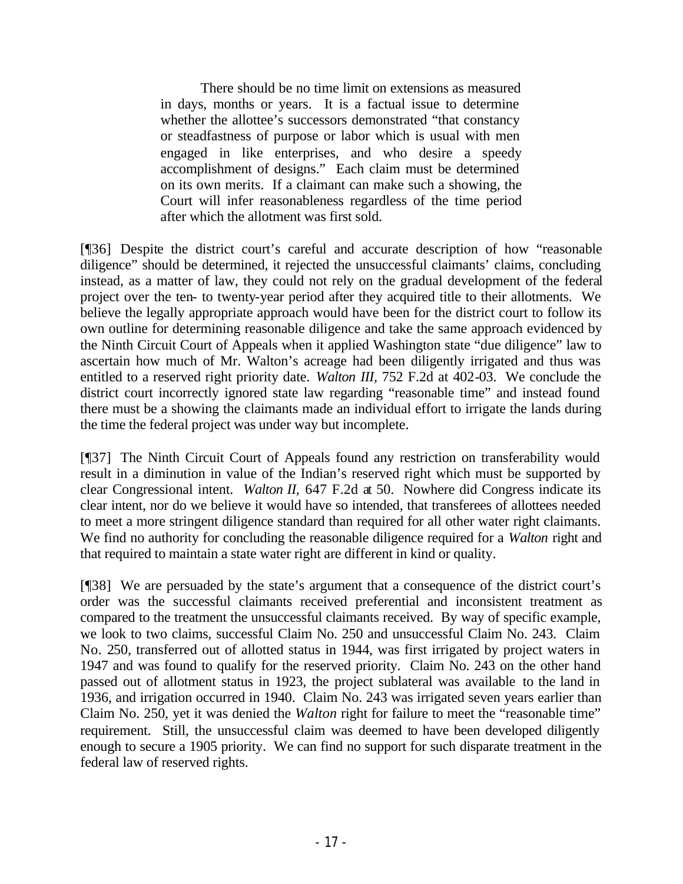> There should be no time limit on extensions as measured in days, months or years. It is a factual issue to determine whether the allottee's successors demonstrated "that constancy or steadfastness of purpose or labor which is usual with men engaged in like enterprises, and who desire a speedy accomplishment of designs." Each claim must be determined on its own merits. If a claimant can make such a showing, the Court will infer reasonableness regardless of the time period after which the allotment was first sold.

[¶36] Despite the district court's careful and accurate description of how "reasonable diligence" should be determined, it rejected the unsuccessful claimants' claims, concluding instead, as a matter of law, they could not rely on the gradual development of the federal project over the ten- to twenty-year period after they acquired title to their allotments. We believe the legally appropriate approach would have been for the district court to follow its own outline for determining reasonable diligence and take the same approach evidenced by the Ninth Circuit Court of Appeals when it applied Washington state "due diligence" law to ascertain how much of Mr. Walton's acreage had been diligently irrigated and thus was entitled to a reserved right priority date. *Walton III*, 752 F.2d at 402-03. We conclude the district court incorrectly ignored state law regarding "reasonable time" and instead found there must be a showing the claimants made an individual effort to irrigate the lands during the time the federal project was under way but incomplete.

[¶37] The Ninth Circuit Court of Appeals found any restriction on transferability would result in a diminution in value of the Indian's reserved right which must be supported by clear Congressional intent. *Walton II*, 647 F.2d at 50. Nowhere did Congress indicate its clear intent, nor do we believe it would have so intended, that transferees of allottees needed to meet a more stringent diligence standard than required for all other water right claimants. We find no authority for concluding the reasonable diligence required for a *Walton* right and that required to maintain a state water right are different in kind or quality.

[¶38] We are persuaded by the state's argument that a consequence of the district court's order was the successful claimants received preferential and inconsistent treatment as compared to the treatment the unsuccessful claimants received. By way of specific example, we look to two claims, successful Claim No. 250 and unsuccessful Claim No. 243. Claim No. 250, transferred out of allotted status in 1944, was first irrigated by project waters in 1947 and was found to qualify for the reserved priority. Claim No. 243 on the other hand passed out of allotment status in 1923, the project sublateral was available to the land in 1936, and irrigation occurred in 1940. Claim No. 243 was irrigated seven years earlier than Claim No. 250, yet it was denied the *Walton* right for failure to meet the "reasonable time" requirement. Still, the unsuccessful claim was deemed to have been developed diligently enough to secure a 1905 priority. We can find no support for such disparate treatment in the federal law of reserved rights.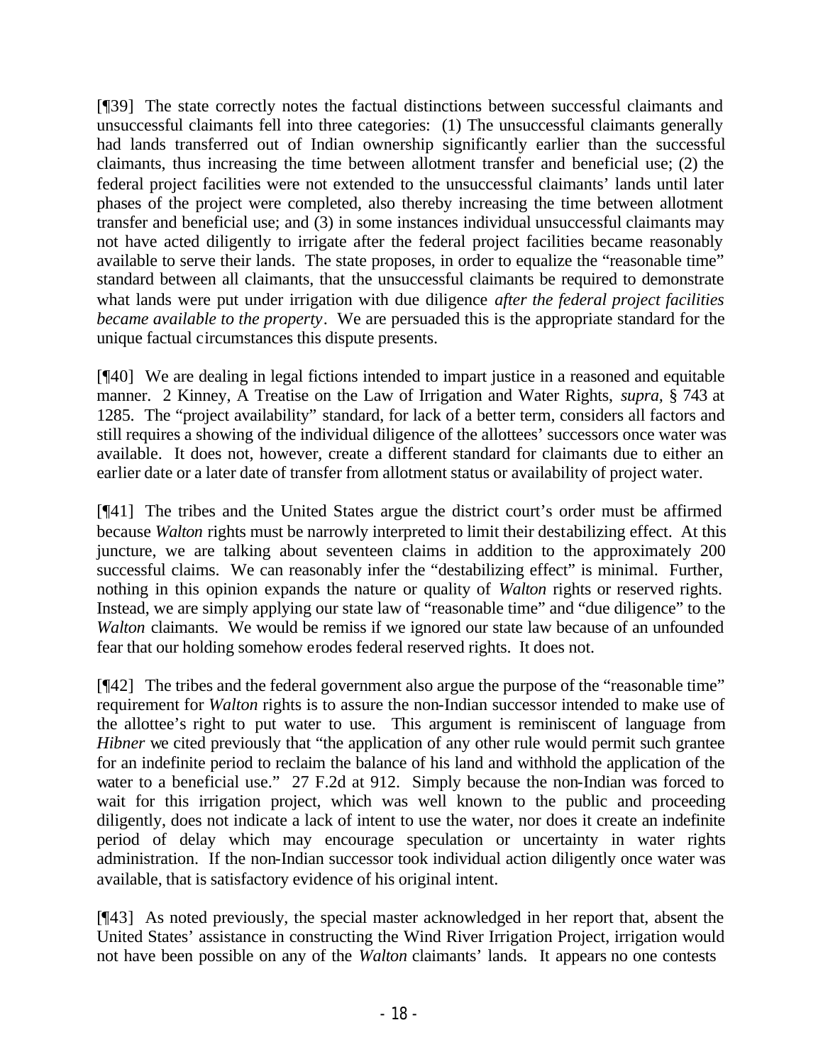[¶39] The state correctly notes the factual distinctions between successful claimants and unsuccessful claimants fell into three categories: (1) The unsuccessful claimants generally had lands transferred out of Indian ownership significantly earlier than the successful claimants, thus increasing the time between allotment transfer and beneficial use; (2) the federal project facilities were not extended to the unsuccessful claimants' lands until later phases of the project were completed, also thereby increasing the time between allotment transfer and beneficial use; and (3) in some instances individual unsuccessful claimants may not have acted diligently to irrigate after the federal project facilities became reasonably available to serve their lands. The state proposes, in order to equalize the "reasonable time" standard between all claimants, that the unsuccessful claimants be required to demonstrate what lands were put under irrigation with due diligence *after the federal project facilities became available to the property*. We are persuaded this is the appropriate standard for the unique factual circumstances this dispute presents.

[¶40] We are dealing in legal fictions intended to impart justice in a reasoned and equitable manner. 2 Kinney, A Treatise on the Law of Irrigation and Water Rights, *supra*, § 743 at 1285. The "project availability" standard, for lack of a better term, considers all factors and still requires a showing of the individual diligence of the allottees' successors once water was available. It does not, however, create a different standard for claimants due to either an earlier date or a later date of transfer from allotment status or availability of project water.

[¶41] The tribes and the United States argue the district court's order must be affirmed because *Walton* rights must be narrowly interpreted to limit their destabilizing effect. At this juncture, we are talking about seventeen claims in addition to the approximately 200 successful claims. We can reasonably infer the "destabilizing effect" is minimal. Further, nothing in this opinion expands the nature or quality of *Walton* rights or reserved rights. Instead, we are simply applying our state law of "reasonable time" and "due diligence" to the *Walton* claimants. We would be remiss if we ignored our state law because of an unfounded fear that our holding somehow erodes federal reserved rights. It does not.

[¶42] The tribes and the federal government also argue the purpose of the "reasonable time" requirement for *Walton* rights is to assure the non-Indian successor intended to make use of the allottee's right to put water to use. This argument is reminiscent of language from *Hibner* we cited previously that "the application of any other rule would permit such grantee for an indefinite period to reclaim the balance of his land and withhold the application of the water to a beneficial use." 27 F.2d at 912. Simply because the non-Indian was forced to wait for this irrigation project, which was well known to the public and proceeding diligently, does not indicate a lack of intent to use the water, nor does it create an indefinite period of delay which may encourage speculation or uncertainty in water rights administration. If the non-Indian successor took individual action diligently once water was available, that is satisfactory evidence of his original intent.

[¶43] As noted previously, the special master acknowledged in her report that, absent the United States' assistance in constructing the Wind River Irrigation Project, irrigation would not have been possible on any of the *Walton* claimants' lands. It appears no one contests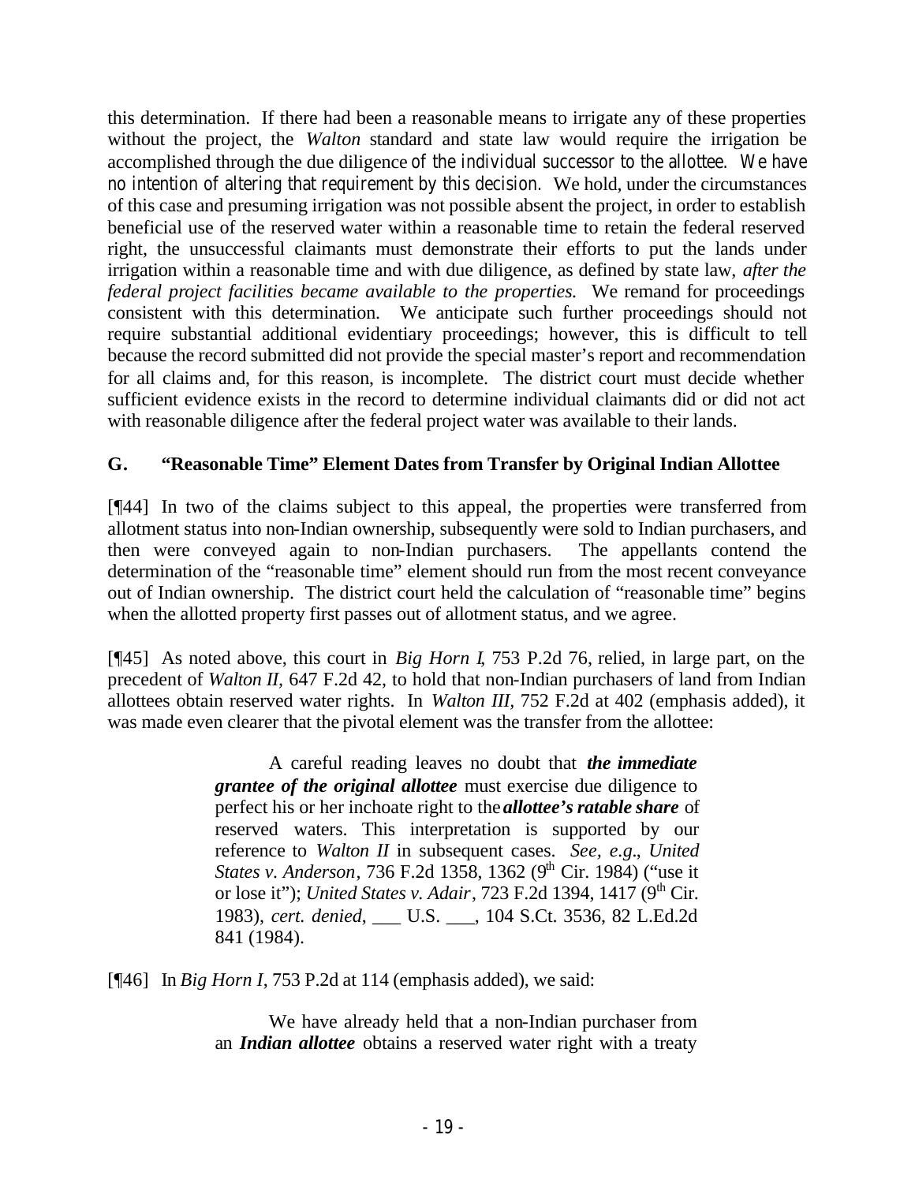this determination. If there had been a reasonable means to irrigate any of these properties without the project, the *Walton* standard and state law would require the irrigation be accomplished through the due diligence of the individual successor to the allottee. We have no intention of altering that requirement by this decision. We hold, under the circumstances of this case and presuming irrigation was not possible absent the project, in order to establish beneficial use of the reserved water within a reasonable time to retain the federal reserved right, the unsuccessful claimants must demonstrate their efforts to put the lands under irrigation within a reasonable time and with due diligence, as defined by state law, *after the federal project facilities became available to the properties.* We remand for proceedings consistent with this determination. We anticipate such further proceedings should not require substantial additional evidentiary proceedings; however, this is difficult to tell because the record submitted did not provide the special master's report and recommendation for all claims and, for this reason, is incomplete. The district court must decide whether sufficient evidence exists in the record to determine individual claimants did or did not act with reasonable diligence after the federal project water was available to their lands.

## G. "Reasonable Time" Element Dates from Transfer by Original Indian Allottee

[¶44] In two of the claims subject to this appeal, the properties were transferred from allotment status into non-Indian ownership, subsequently were sold to Indian purchasers, and then were conveyed again to non-Indian purchasers. The appellants contend the determination of the "reasonable time" element should run from the most recent conveyance out of Indian ownership. The district court held the calculation of "reasonable time" begins when the allotted property first passes out of allotment status, and we agree.

[¶45] As noted above, this court in *Big Horn I*, 753 P.2d 76, relied, in large part, on the precedent of *Walton II*, 647 F.2d 42, to hold that non-Indian purchasers of land from Indian allottees obtain reserved water rights. In *Walton III*, 752 F.2d at 402 (emphasis added), it was made even clearer that the pivotal element was the transfer from the allottee:

> A careful reading leaves no doubt that ***the immediate grantee of the original allottee*** must exercise due diligence to perfect his or her inchoate right to the ***allottee's ratable share*** of reserved waters. This interpretation is supported by our reference to *Walton II* in subsequent cases. *See, e.g.*, *United States v. Anderson*, 736 F.2d 1358, 1362 (9th Cir. 1984) ("use it or lose it"); *United States v. Adair*, 723 F.2d 1394, 1417 (9th Cir. 1983), *cert. denied*, ___ U.S. ___, 104 S.Ct. 3536, 82 L.Ed.2d 841 (1984).

[¶46] In *Big Horn I*, 753 P.2d at 114 (emphasis added), we said:

> We have already held that a non-Indian purchaser from an ***Indian allottee*** obtains a reserved water right with a treaty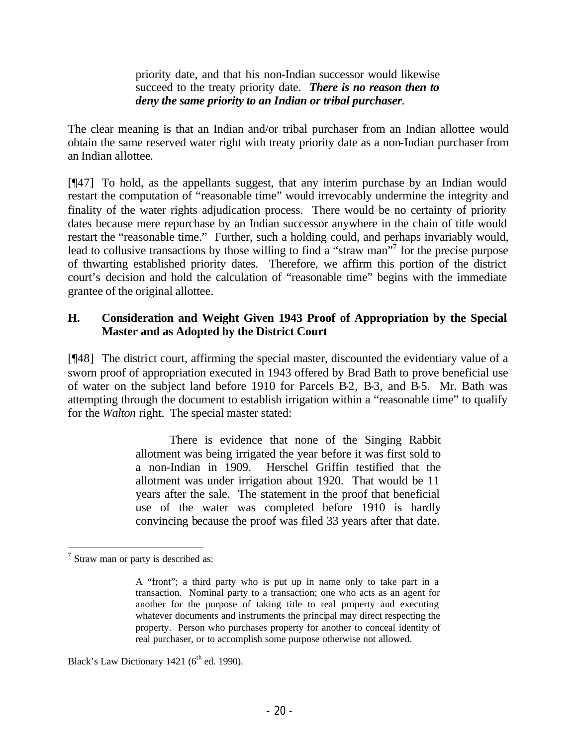> priority date, and that his non-Indian successor would likewise succeed to the treaty priority date. ***There is no reason then to deny the same priority to an Indian or tribal purchaser***.

The clear meaning is that an Indian and/or tribal purchaser from an Indian allottee would obtain the same reserved water right with treaty priority date as a non-Indian purchaser from an Indian allottee.

[¶47] To hold, as the appellants suggest, that any interim purchase by an Indian would restart the computation of "reasonable time" would irrevocably undermine the integrity and finality of the water rights adjudication process. There would be no certainty of priority dates because mere repurchase by an Indian successor anywhere in the chain of title would restart the "reasonable time." Further, such a holding could, and perhaps invariably would, lead to collusive transactions by those willing to find a "straw man"[7] for the precise purpose of thwarting established priority dates. Therefore, we affirm this portion of the district court's decision and hold the calculation of "reasonable time" begins with the immediate grantee of the original allottee.

### H. Consideration and Weight Given 1943 Proof of Appropriation by the Special Master and as Adopted by the District Court

[¶48] The district court, affirming the special master, discounted the evidentiary value of a sworn proof of appropriation executed in 1943 offered by Brad Bath to prove beneficial use of water on the subject land before 1910 for Parcels B-2, B-3, and B-5. Mr. Bath was attempting through the document to establish irrigation within a "reasonable time" to qualify for the *Walton* right. The special master stated:

> There is evidence that none of the Singing Rabbit allotment was being irrigated the year before it was first sold to a non-Indian in 1909. Herschel Griffin testified that the allotment was under irrigation about 1920. That would be 11 years after the sale. The statement in the proof that beneficial use of the water was completed before 1910 is hardly convincing because the proof was filed 33 years after that date.

---

[7] Straw man or party is described as:

> A "front"; a third party who is put up in name only to take part in a transaction. Nominal party to a transaction; one who acts as an agent for another for the purpose of taking title to real property and executing whatever documents and instruments the principal may direct respecting the property. Person who purchases property for another to conceal identity of real purchaser, or to accomplish some purpose otherwise not allowed.

Black's Law Dictionary 1421 (6th ed. 1990).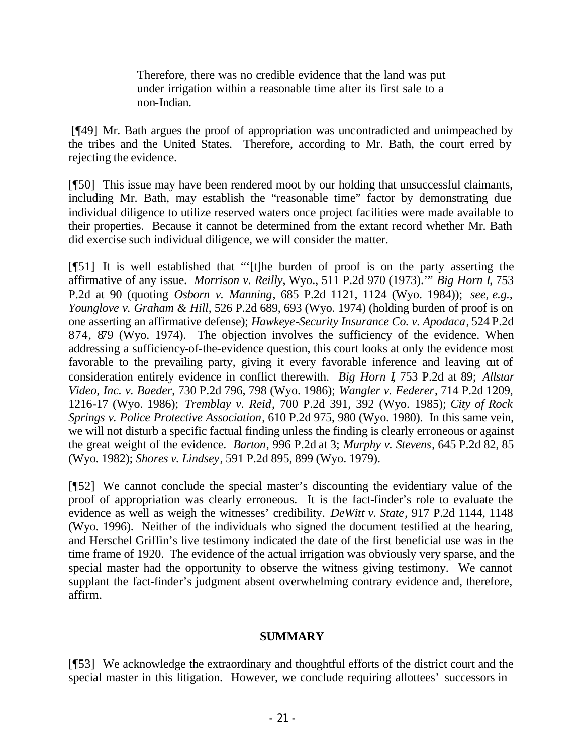> Therefore, there was no credible evidence that the land was put under irrigation within a reasonable time after its first sale to a non-Indian.

[¶49] Mr. Bath argues the proof of appropriation was uncontradicted and unimpeached by the tribes and the United States. Therefore, according to Mr. Bath, the court erred by rejecting the evidence.

[¶50] This issue may have been rendered moot by our holding that unsuccessful claimants, including Mr. Bath, may establish the "reasonable time" factor by demonstrating due individual diligence to utilize reserved waters once project facilities were made available to their properties. Because it cannot be determined from the extant record whether Mr. Bath did exercise such individual diligence, we will consider the matter.

[¶51] It is well established that "'[t]he burden of proof is on the party asserting the affirmative of any issue. *Morrison v. Reilly*, Wyo., 511 P.2d 970 (1973).'" *Big Horn I*, 753 P.2d at 90 (quoting *Osborn v. Manning*, 685 P.2d 1121, 1124 (Wyo. 1984)); *see, e.g., Younglove v. Graham & Hill*, 526 P.2d 689, 693 (Wyo. 1974) (holding burden of proof is on one asserting an affirmative defense); *Hawkeye-Security Insurance Co. v. Apodaca*, 524 P.2d 874, 879 (Wyo. 1974). The objection involves the sufficiency of the evidence. When addressing a sufficiency-of-the-evidence question, this court looks at only the evidence most favorable to the prevailing party, giving it every favorable inference and leaving out of consideration entirely evidence in conflict therewith. *Big Horn I*, 753 P.2d at 89; *Allstar Video, Inc. v. Baeder*, 730 P.2d 796, 798 (Wyo. 1986); *Wangler v. Federer*, 714 P.2d 1209, 1216-17 (Wyo. 1986); *Tremblay v. Reid*, 700 P.2d 391, 392 (Wyo. 1985); *City of Rock Springs v. Police Protective Association*, 610 P.2d 975, 980 (Wyo. 1980). In this same vein, we will not disturb a specific factual finding unless the finding is clearly erroneous or against the great weight of the evidence. *Barton*, 996 P.2d at 3; *Murphy v. Stevens*, 645 P.2d 82, 85 (Wyo. 1982); *Shores v. Lindsey*, 591 P.2d 895, 899 (Wyo. 1979).

[¶52] We cannot conclude the special master's discounting the evidentiary value of the proof of appropriation was clearly erroneous. It is the fact-finder's role to evaluate the evidence as well as weigh the witnesses' credibility. *DeWitt v. State*, 917 P.2d 1144, 1148 (Wyo. 1996). Neither of the individuals who signed the document testified at the hearing, and Herschel Griffin's live testimony indicated the date of the first beneficial use was in the time frame of 1920. The evidence of the actual irrigation was obviously very sparse, and the special master had the opportunity to observe the witness giving testimony. We cannot supplant the fact-finder's judgment absent overwhelming contrary evidence and, therefore, affirm.

## SUMMARY

[¶53] We acknowledge the extraordinary and thoughtful efforts of the district court and the special master in this litigation. However, we conclude requiring allottees' successors in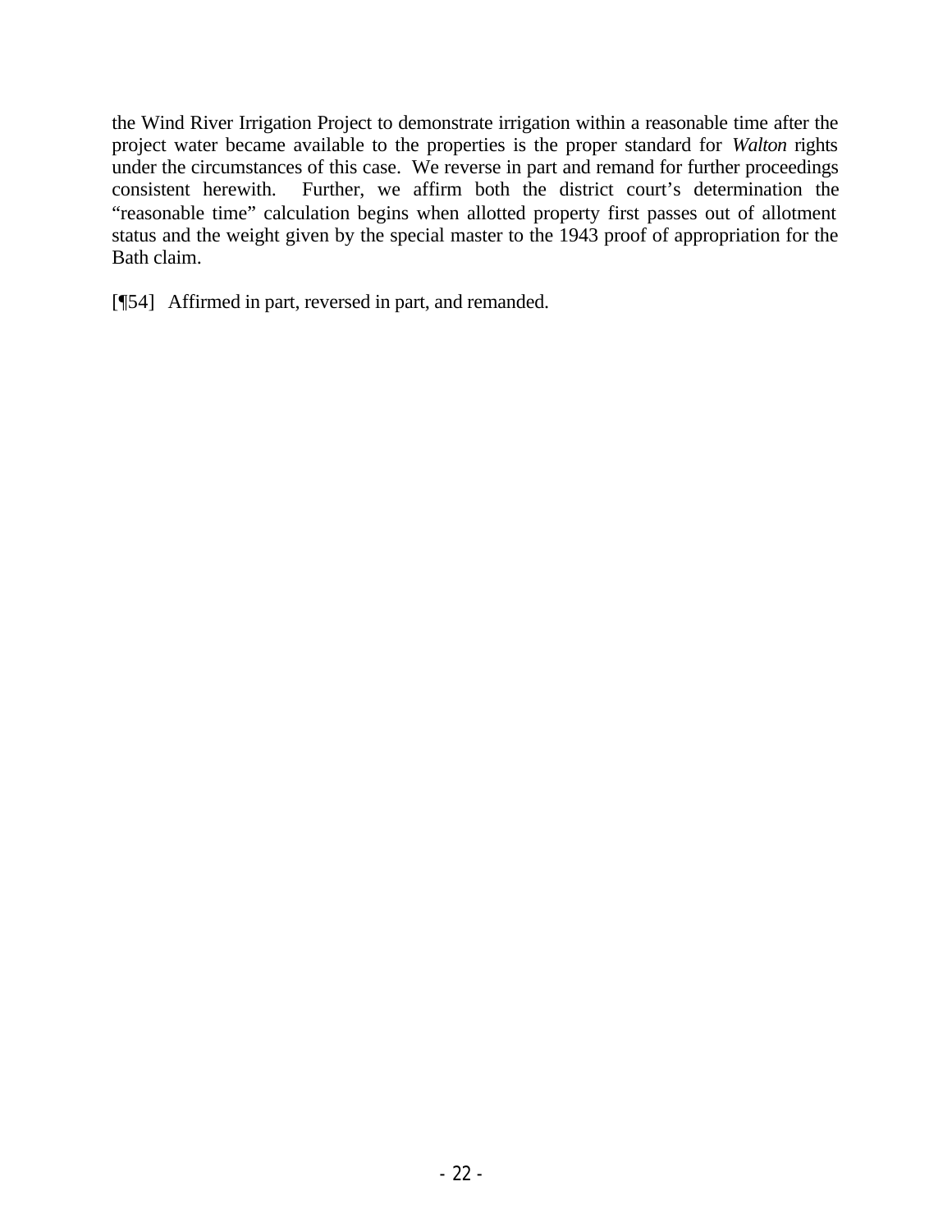the Wind River Irrigation Project to demonstrate irrigation within a reasonable time after the project water became available to the properties is the proper standard for *Walton* rights under the circumstances of this case. We reverse in part and remand for further proceedings consistent herewith. Further, we affirm both the district court's determination the "reasonable time" calculation begins when allotted property first passes out of allotment status and the weight given by the special master to the 1943 proof of appropriation for the Bath claim.

[¶54] Affirmed in part, reversed in part, and remanded.